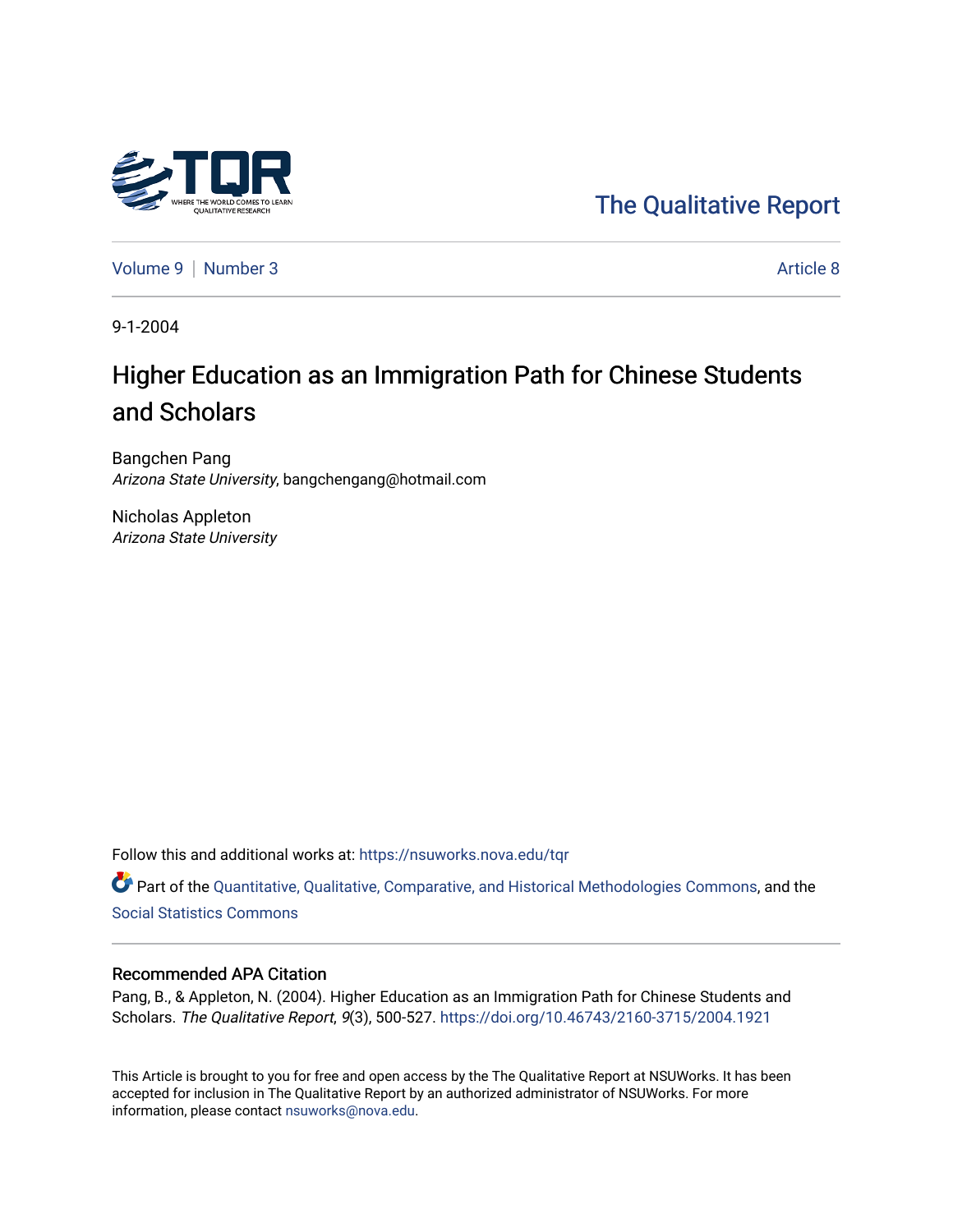The Qualitative Report

Volume 9 | Number 3 Article 8

9-1-2004

# Higher Education as an Immigration Path for Chinese Students and Scholars

Bangchen Pang
*Arizona State University*, bangchengang@hotmail.com

Nicholas Appleton
*Arizona State University*

Follow this and additional works at: https://nsuworks.nova.edu/tqr

Part of the Quantitative, Qualitative, Comparative, and Historical Methodologies Commons, and the Social Statistics Commons

## Recommended APA Citation

Pang, B., & Appleton, N. (2004). Higher Education as an Immigration Path for Chinese Students and Scholars. *The Qualitative Report*, *9*(3), 500-527. https://doi.org/10.46743/2160-3715/2004.1921

This Article is brought to you for free and open access by the The Qualitative Report at NSUWorks. It has been accepted for inclusion in The Qualitative Report by an authorized administrator of NSUWorks. For more information, please contact nsuworks@nova.edu.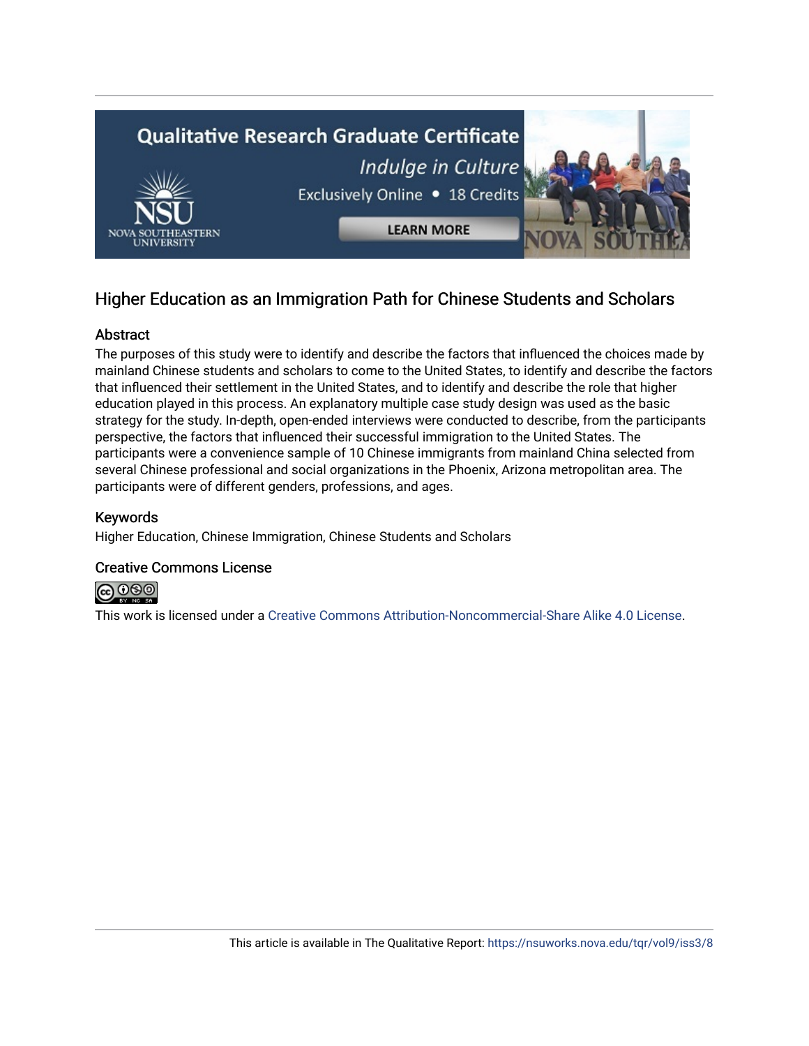## Higher Education as an Immigration Path for Chinese Students and Scholars

### Abstract

The purposes of this study were to identify and describe the factors that influenced the choices made by mainland Chinese students and scholars to come to the United States, to identify and describe the factors that influenced their settlement in the United States, and to identify and describe the role that higher education played in this process. An explanatory multiple case study design was used as the basic strategy for the study. In-depth, open-ended interviews were conducted to describe, from the participants perspective, the factors that influenced their successful immigration to the United States. The participants were a convenience sample of 10 Chinese immigrants from mainland China selected from several Chinese professional and social organizations in the Phoenix, Arizona metropolitan area. The participants were of different genders, professions, and ages.

### Keywords

Higher Education, Chinese Immigration, Chinese Students and Scholars

### Creative Commons License

This work is licensed under a Creative Commons Attribution-Noncommercial-Share Alike 4.0 License.

This article is available in The Qualitative Report: https://nsuworks.nova.edu/tqr/vol9/iss3/8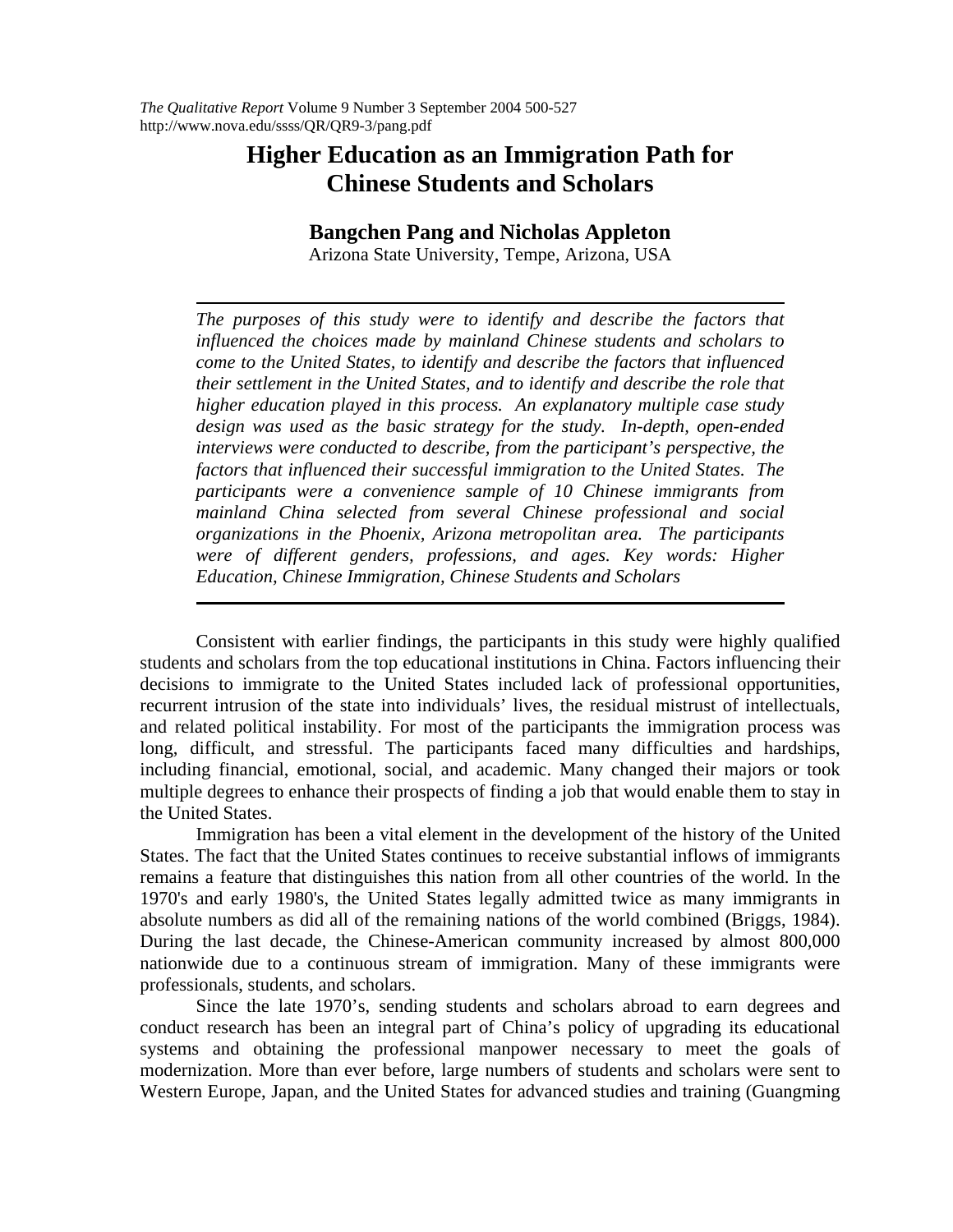# Higher Education as an Immigration Path for Chinese Students and Scholars

## Bangchen Pang and Nicholas Appleton

Arizona State University, Tempe, Arizona, USA

---

*The purposes of this study were to identify and describe the factors that influenced the choices made by mainland Chinese students and scholars to come to the United States, to identify and describe the factors that influenced their settlement in the United States, and to identify and describe the role that higher education played in this process. An explanatory multiple case study design was used as the basic strategy for the study. In-depth, open-ended interviews were conducted to describe, from the participant's perspective, the factors that influenced their successful immigration to the United States. The participants were a convenience sample of 10 Chinese immigrants from mainland China selected from several Chinese professional and social organizations in the Phoenix, Arizona metropolitan area. The participants were of different genders, professions, and ages. Key words: Higher Education, Chinese Immigration, Chinese Students and Scholars*

---

Consistent with earlier findings, the participants in this study were highly qualified students and scholars from the top educational institutions in China. Factors influencing their decisions to immigrate to the United States included lack of professional opportunities, recurrent intrusion of the state into individuals' lives, the residual mistrust of intellectuals, and related political instability. For most of the participants the immigration process was long, difficult, and stressful. The participants faced many difficulties and hardships, including financial, emotional, social, and academic. Many changed their majors or took multiple degrees to enhance their prospects of finding a job that would enable them to stay in the United States.

Immigration has been a vital element in the development of the history of the United States. The fact that the United States continues to receive substantial inflows of immigrants remains a feature that distinguishes this nation from all other countries of the world. In the 1970's and early 1980's, the United States legally admitted twice as many immigrants in absolute numbers as did all of the remaining nations of the world combined (Briggs, 1984). During the last decade, the Chinese-American community increased by almost 800,000 nationwide due to a continuous stream of immigration. Many of these immigrants were professionals, students, and scholars.

Since the late 1970's, sending students and scholars abroad to earn degrees and conduct research has been an integral part of China's policy of upgrading its educational systems and obtaining the professional manpower necessary to meet the goals of modernization. More than ever before, large numbers of students and scholars were sent to Western Europe, Japan, and the United States for advanced studies and training (Guangming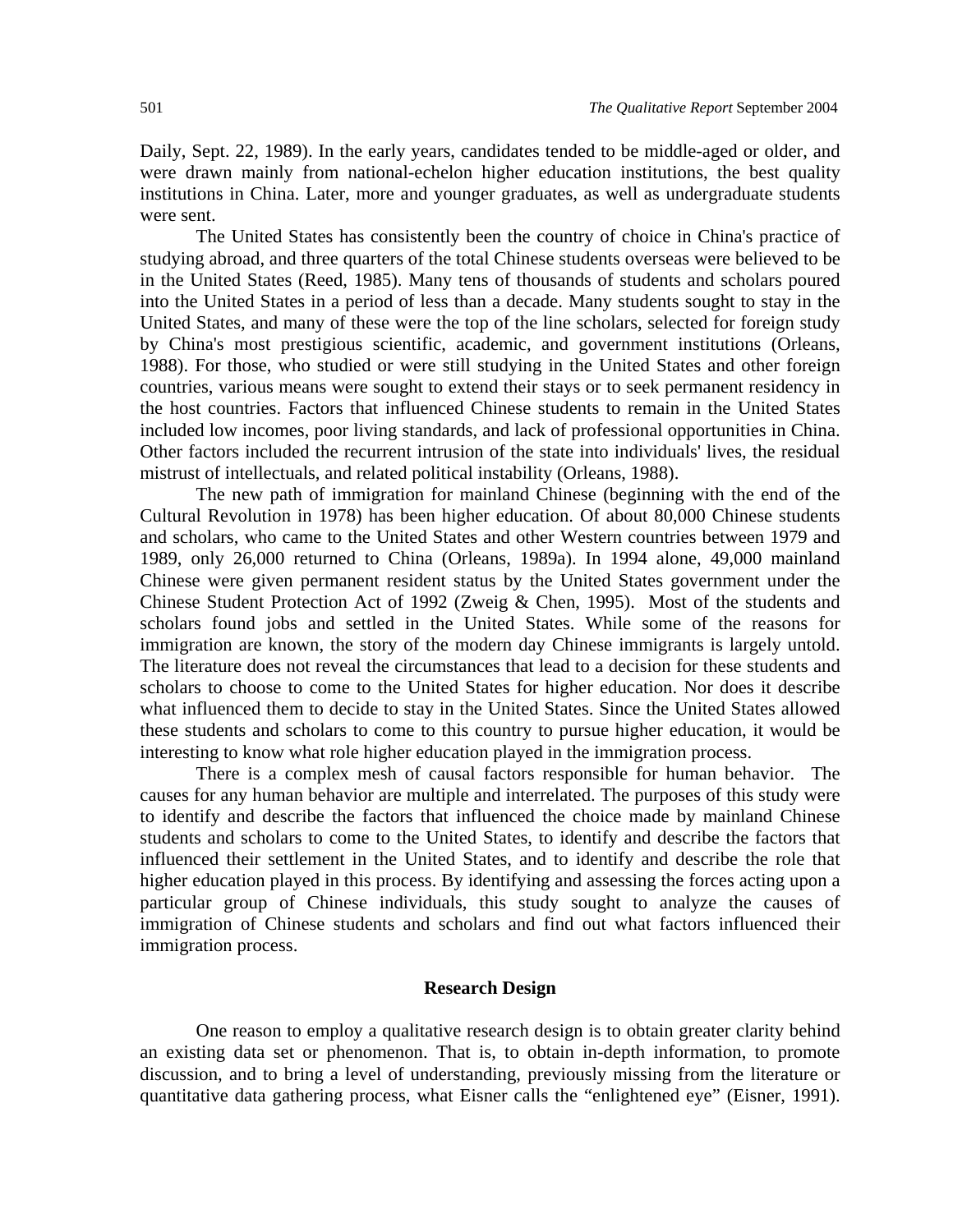Daily, Sept. 22, 1989). In the early years, candidates tended to be middle-aged or older, and were drawn mainly from national-echelon higher education institutions, the best quality institutions in China. Later, more and younger graduates, as well as undergraduate students were sent.

The United States has consistently been the country of choice in China's practice of studying abroad, and three quarters of the total Chinese students overseas were believed to be in the United States (Reed, 1985). Many tens of thousands of students and scholars poured into the United States in a period of less than a decade. Many students sought to stay in the United States, and many of these were the top of the line scholars, selected for foreign study by China's most prestigious scientific, academic, and government institutions (Orleans, 1988). For those, who studied or were still studying in the United States and other foreign countries, various means were sought to extend their stays or to seek permanent residency in the host countries. Factors that influenced Chinese students to remain in the United States included low incomes, poor living standards, and lack of professional opportunities in China. Other factors included the recurrent intrusion of the state into individuals' lives, the residual mistrust of intellectuals, and related political instability (Orleans, 1988).

The new path of immigration for mainland Chinese (beginning with the end of the Cultural Revolution in 1978) has been higher education. Of about 80,000 Chinese students and scholars, who came to the United States and other Western countries between 1979 and 1989, only 26,000 returned to China (Orleans, 1989a). In 1994 alone, 49,000 mainland Chinese were given permanent resident status by the United States government under the Chinese Student Protection Act of 1992 (Zweig & Chen, 1995). Most of the students and scholars found jobs and settled in the United States. While some of the reasons for immigration are known, the story of the modern day Chinese immigrants is largely untold. The literature does not reveal the circumstances that lead to a decision for these students and scholars to choose to come to the United States for higher education. Nor does it describe what influenced them to decide to stay in the United States. Since the United States allowed these students and scholars to come to this country to pursue higher education, it would be interesting to know what role higher education played in the immigration process.

There is a complex mesh of causal factors responsible for human behavior. The causes for any human behavior are multiple and interrelated. The purposes of this study were to identify and describe the factors that influenced the choice made by mainland Chinese students and scholars to come to the United States, to identify and describe the factors that influenced their settlement in the United States, and to identify and describe the role that higher education played in this process. By identifying and assessing the forces acting upon a particular group of Chinese individuals, this study sought to analyze the causes of immigration of Chinese students and scholars and find out what factors influenced their immigration process.

## Research Design

One reason to employ a qualitative research design is to obtain greater clarity behind an existing data set or phenomenon. That is, to obtain in-depth information, to promote discussion, and to bring a level of understanding, previously missing from the literature or quantitative data gathering process, what Eisner calls the "enlightened eye" (Eisner, 1991).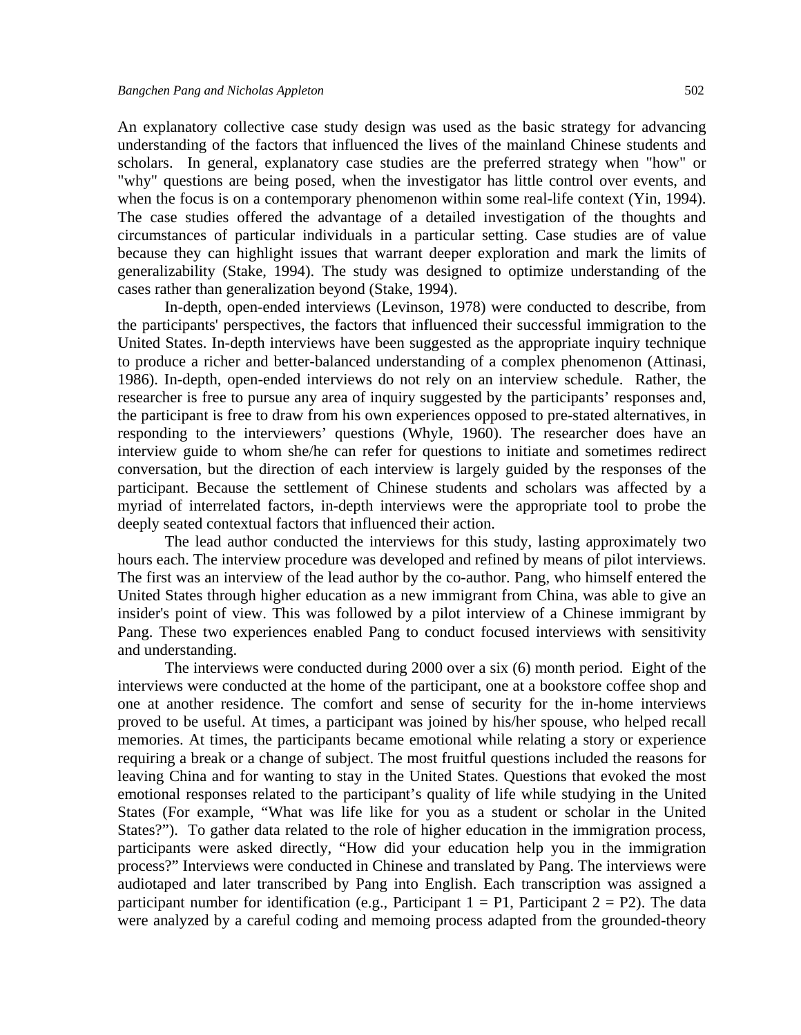An explanatory collective case study design was used as the basic strategy for advancing understanding of the factors that influenced the lives of the mainland Chinese students and scholars. In general, explanatory case studies are the preferred strategy when "how" or "why" questions are being posed, when the investigator has little control over events, and when the focus is on a contemporary phenomenon within some real-life context (Yin, 1994). The case studies offered the advantage of a detailed investigation of the thoughts and circumstances of particular individuals in a particular setting. Case studies are of value because they can highlight issues that warrant deeper exploration and mark the limits of generalizability (Stake, 1994). The study was designed to optimize understanding of the cases rather than generalization beyond (Stake, 1994).

In-depth, open-ended interviews (Levinson, 1978) were conducted to describe, from the participants' perspectives, the factors that influenced their successful immigration to the United States. In-depth interviews have been suggested as the appropriate inquiry technique to produce a richer and better-balanced understanding of a complex phenomenon (Attinasi, 1986). In-depth, open-ended interviews do not rely on an interview schedule. Rather, the researcher is free to pursue any area of inquiry suggested by the participants' responses and, the participant is free to draw from his own experiences opposed to pre-stated alternatives, in responding to the interviewers' questions (Whyle, 1960). The researcher does have an interview guide to whom she/he can refer for questions to initiate and sometimes redirect conversation, but the direction of each interview is largely guided by the responses of the participant. Because the settlement of Chinese students and scholars was affected by a myriad of interrelated factors, in-depth interviews were the appropriate tool to probe the deeply seated contextual factors that influenced their action.

The lead author conducted the interviews for this study, lasting approximately two hours each. The interview procedure was developed and refined by means of pilot interviews. The first was an interview of the lead author by the co-author. Pang, who himself entered the United States through higher education as a new immigrant from China, was able to give an insider's point of view. This was followed by a pilot interview of a Chinese immigrant by Pang. These two experiences enabled Pang to conduct focused interviews with sensitivity and understanding.

The interviews were conducted during 2000 over a six (6) month period. Eight of the interviews were conducted at the home of the participant, one at a bookstore coffee shop and one at another residence. The comfort and sense of security for the in-home interviews proved to be useful. At times, a participant was joined by his/her spouse, who helped recall memories. At times, the participants became emotional while relating a story or experience requiring a break or a change of subject. The most fruitful questions included the reasons for leaving China and for wanting to stay in the United States. Questions that evoked the most emotional responses related to the participant's quality of life while studying in the United States (For example, "What was life like for you as a student or scholar in the United States?"). To gather data related to the role of higher education in the immigration process, participants were asked directly, "How did your education help you in the immigration process?" Interviews were conducted in Chinese and translated by Pang. The interviews were audiotaped and later transcribed by Pang into English. Each transcription was assigned a participant number for identification (e.g., Participant 1 = P1, Participant 2 = P2). The data were analyzed by a careful coding and memoing process adapted from the grounded-theory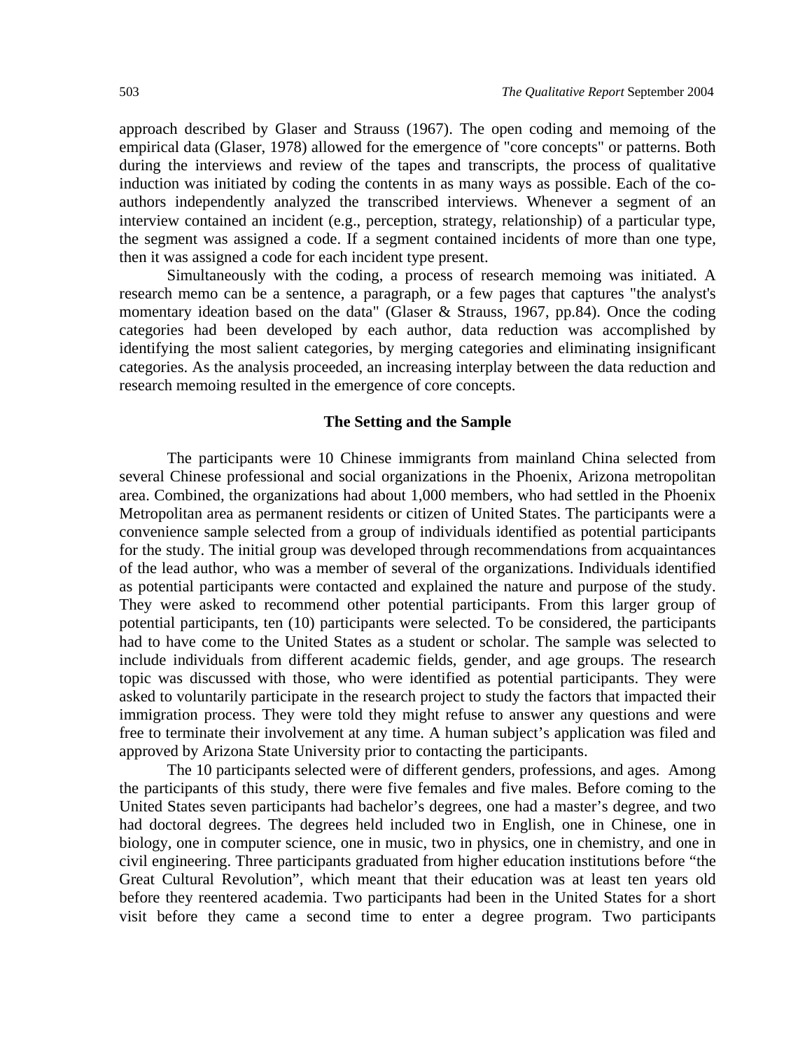approach described by Glaser and Strauss (1967). The open coding and memoing of the empirical data (Glaser, 1978) allowed for the emergence of "core concepts" or patterns. Both during the interviews and review of the tapes and transcripts, the process of qualitative induction was initiated by coding the contents in as many ways as possible. Each of the co-authors independently analyzed the transcribed interviews. Whenever a segment of an interview contained an incident (e.g., perception, strategy, relationship) of a particular type, the segment was assigned a code. If a segment contained incidents of more than one type, then it was assigned a code for each incident type present.

Simultaneously with the coding, a process of research memoing was initiated. A research memo can be a sentence, a paragraph, or a few pages that captures "the analyst's momentary ideation based on the data" (Glaser & Strauss, 1967, pp.84). Once the coding categories had been developed by each author, data reduction was accomplished by identifying the most salient categories, by merging categories and eliminating insignificant categories. As the analysis proceeded, an increasing interplay between the data reduction and research memoing resulted in the emergence of core concepts.

### The Setting and the Sample

The participants were 10 Chinese immigrants from mainland China selected from several Chinese professional and social organizations in the Phoenix, Arizona metropolitan area. Combined, the organizations had about 1,000 members, who had settled in the Phoenix Metropolitan area as permanent residents or citizen of United States. The participants were a convenience sample selected from a group of individuals identified as potential participants for the study. The initial group was developed through recommendations from acquaintances of the lead author, who was a member of several of the organizations. Individuals identified as potential participants were contacted and explained the nature and purpose of the study. They were asked to recommend other potential participants. From this larger group of potential participants, ten (10) participants were selected. To be considered, the participants had to have come to the United States as a student or scholar. The sample was selected to include individuals from different academic fields, gender, and age groups. The research topic was discussed with those, who were identified as potential participants. They were asked to voluntarily participate in the research project to study the factors that impacted their immigration process. They were told they might refuse to answer any questions and were free to terminate their involvement at any time. A human subject's application was filed and approved by Arizona State University prior to contacting the participants.

The 10 participants selected were of different genders, professions, and ages. Among the participants of this study, there were five females and five males. Before coming to the United States seven participants had bachelor's degrees, one had a master's degree, and two had doctoral degrees. The degrees held included two in English, one in Chinese, one in biology, one in computer science, one in music, two in physics, one in chemistry, and one in civil engineering. Three participants graduated from higher education institutions before "the Great Cultural Revolution", which meant that their education was at least ten years old before they reentered academia. Two participants had been in the United States for a short visit before they came a second time to enter a degree program. Two participants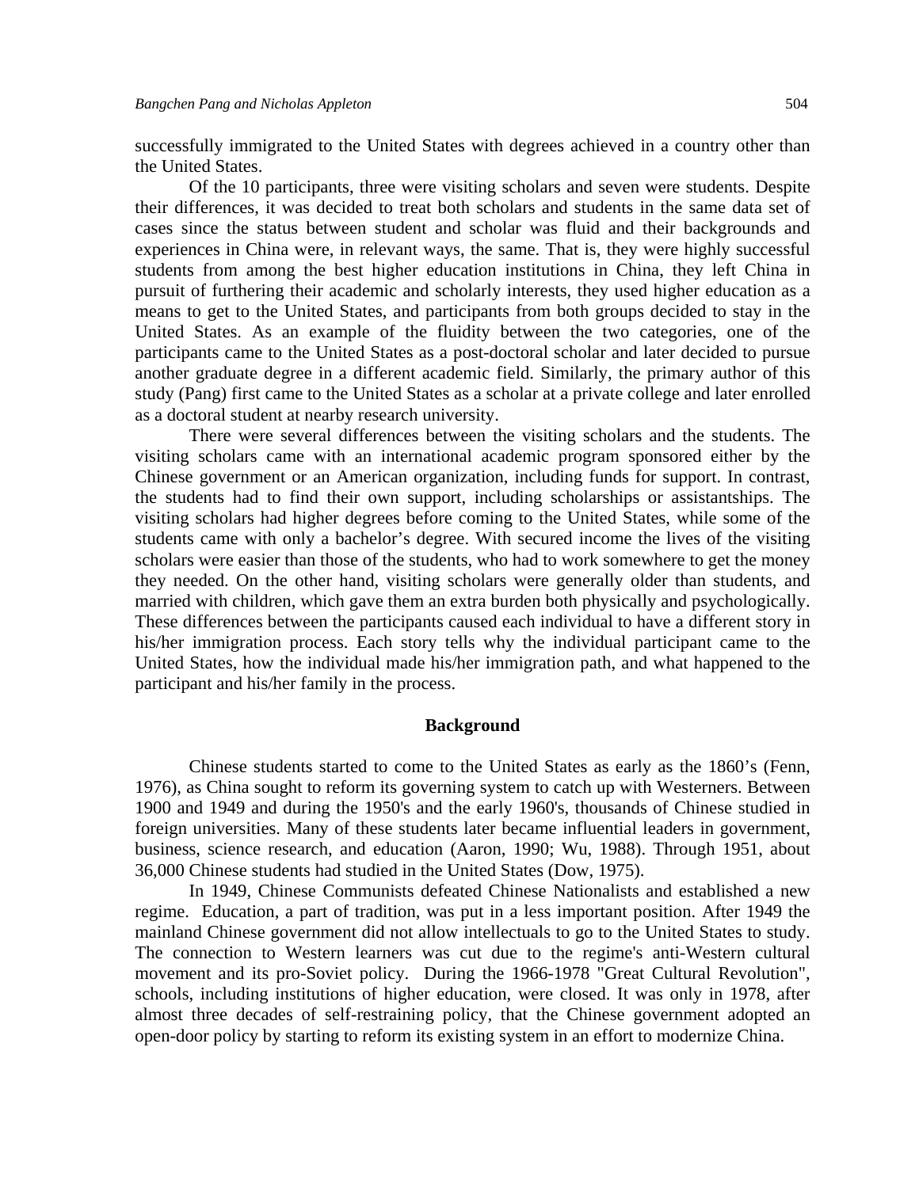successfully immigrated to the United States with degrees achieved in a country other than the United States.

Of the 10 participants, three were visiting scholars and seven were students. Despite their differences, it was decided to treat both scholars and students in the same data set of cases since the status between student and scholar was fluid and their backgrounds and experiences in China were, in relevant ways, the same. That is, they were highly successful students from among the best higher education institutions in China, they left China in pursuit of furthering their academic and scholarly interests, they used higher education as a means to get to the United States, and participants from both groups decided to stay in the United States. As an example of the fluidity between the two categories, one of the participants came to the United States as a post-doctoral scholar and later decided to pursue another graduate degree in a different academic field. Similarly, the primary author of this study (Pang) first came to the United States as a scholar at a private college and later enrolled as a doctoral student at nearby research university.

There were several differences between the visiting scholars and the students. The visiting scholars came with an international academic program sponsored either by the Chinese government or an American organization, including funds for support. In contrast, the students had to find their own support, including scholarships or assistantships. The visiting scholars had higher degrees before coming to the United States, while some of the students came with only a bachelor's degree. With secured income the lives of the visiting scholars were easier than those of the students, who had to work somewhere to get the money they needed. On the other hand, visiting scholars were generally older than students, and married with children, which gave them an extra burden both physically and psychologically. These differences between the participants caused each individual to have a different story in his/her immigration process. Each story tells why the individual participant came to the United States, how the individual made his/her immigration path, and what happened to the participant and his/her family in the process.

## Background

Chinese students started to come to the United States as early as the 1860's (Fenn, 1976), as China sought to reform its governing system to catch up with Westerners. Between 1900 and 1949 and during the 1950's and the early 1960's, thousands of Chinese studied in foreign universities. Many of these students later became influential leaders in government, business, science research, and education (Aaron, 1990; Wu, 1988). Through 1951, about 36,000 Chinese students had studied in the United States (Dow, 1975).

In 1949, Chinese Communists defeated Chinese Nationalists and established a new regime. Education, a part of tradition, was put in a less important position. After 1949 the mainland Chinese government did not allow intellectuals to go to the United States to study. The connection to Western learners was cut due to the regime's anti-Western cultural movement and its pro-Soviet policy. During the 1966-1978 "Great Cultural Revolution", schools, including institutions of higher education, were closed. It was only in 1978, after almost three decades of self-restraining policy, that the Chinese government adopted an open-door policy by starting to reform its existing system in an effort to modernize China.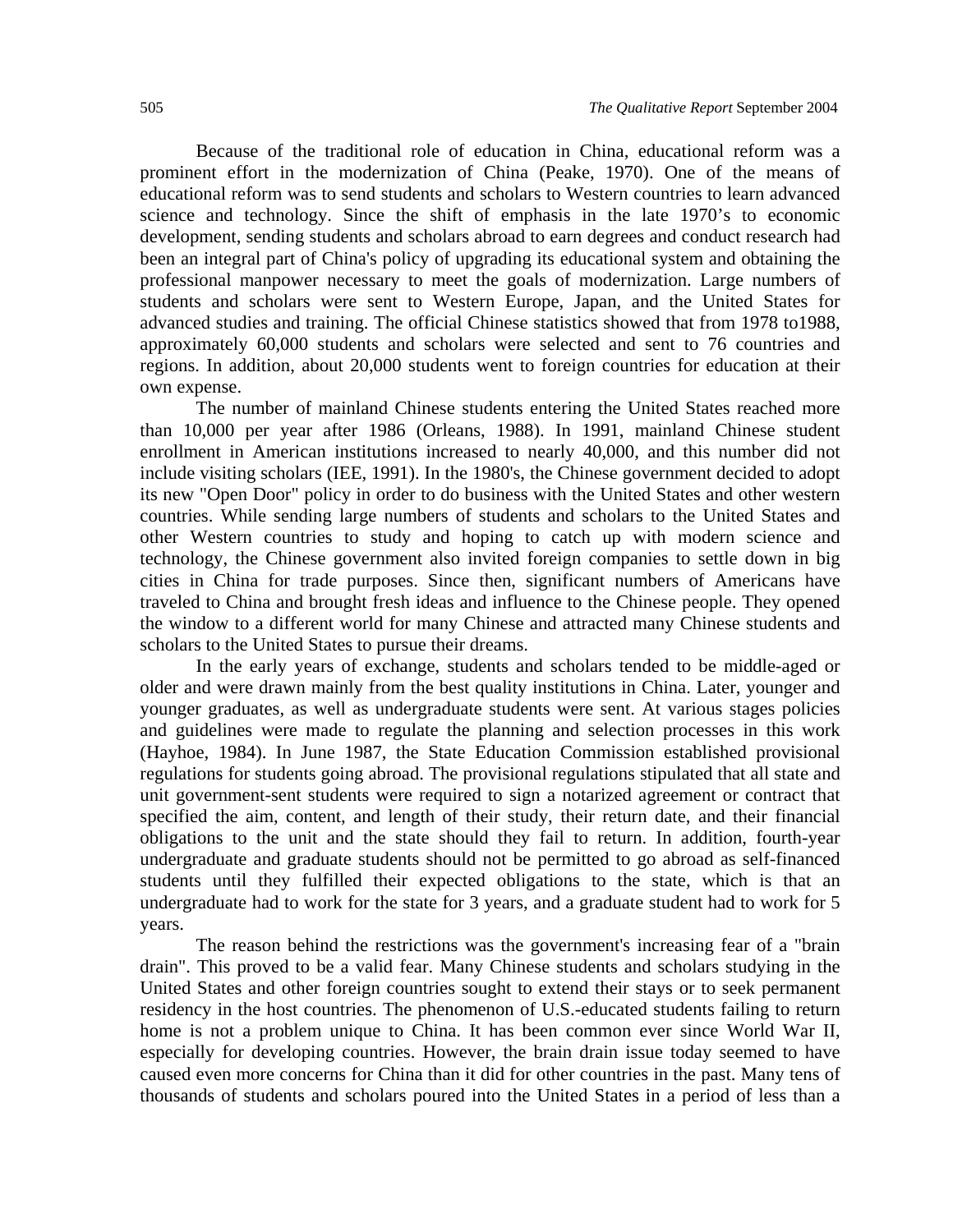Because of the traditional role of education in China, educational reform was a prominent effort in the modernization of China (Peake, 1970). One of the means of educational reform was to send students and scholars to Western countries to learn advanced science and technology. Since the shift of emphasis in the late 1970's to economic development, sending students and scholars abroad to earn degrees and conduct research had been an integral part of China's policy of upgrading its educational system and obtaining the professional manpower necessary to meet the goals of modernization. Large numbers of students and scholars were sent to Western Europe, Japan, and the United States for advanced studies and training. The official Chinese statistics showed that from 1978 to1988, approximately 60,000 students and scholars were selected and sent to 76 countries and regions. In addition, about 20,000 students went to foreign countries for education at their own expense.

The number of mainland Chinese students entering the United States reached more than 10,000 per year after 1986 (Orleans, 1988). In 1991, mainland Chinese student enrollment in American institutions increased to nearly 40,000, and this number did not include visiting scholars (IEE, 1991). In the 1980's, the Chinese government decided to adopt its new "Open Door" policy in order to do business with the United States and other western countries. While sending large numbers of students and scholars to the United States and other Western countries to study and hoping to catch up with modern science and technology, the Chinese government also invited foreign companies to settle down in big cities in China for trade purposes. Since then, significant numbers of Americans have traveled to China and brought fresh ideas and influence to the Chinese people. They opened the window to a different world for many Chinese and attracted many Chinese students and scholars to the United States to pursue their dreams.

In the early years of exchange, students and scholars tended to be middle-aged or older and were drawn mainly from the best quality institutions in China. Later, younger and younger graduates, as well as undergraduate students were sent. At various stages policies and guidelines were made to regulate the planning and selection processes in this work (Hayhoe, 1984). In June 1987, the State Education Commission established provisional regulations for students going abroad. The provisional regulations stipulated that all state and unit government-sent students were required to sign a notarized agreement or contract that specified the aim, content, and length of their study, their return date, and their financial obligations to the unit and the state should they fail to return. In addition, fourth-year undergraduate and graduate students should not be permitted to go abroad as self-financed students until they fulfilled their expected obligations to the state, which is that an undergraduate had to work for the state for 3 years, and a graduate student had to work for 5 years.

The reason behind the restrictions was the government's increasing fear of a "brain drain". This proved to be a valid fear. Many Chinese students and scholars studying in the United States and other foreign countries sought to extend their stays or to seek permanent residency in the host countries. The phenomenon of U.S.-educated students failing to return home is not a problem unique to China. It has been common ever since World War II, especially for developing countries. However, the brain drain issue today seemed to have caused even more concerns for China than it did for other countries in the past. Many tens of thousands of students and scholars poured into the United States in a period of less than a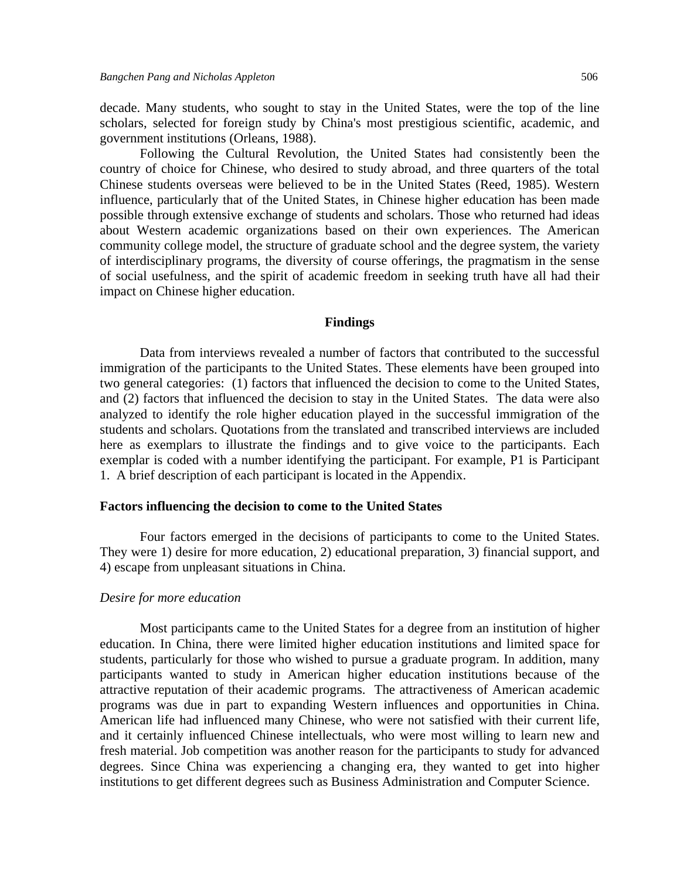decade. Many students, who sought to stay in the United States, were the top of the line scholars, selected for foreign study by China's most prestigious scientific, academic, and government institutions (Orleans, 1988).

Following the Cultural Revolution, the United States had consistently been the country of choice for Chinese, who desired to study abroad, and three quarters of the total Chinese students overseas were believed to be in the United States (Reed, 1985). Western influence, particularly that of the United States, in Chinese higher education has been made possible through extensive exchange of students and scholars. Those who returned had ideas about Western academic organizations based on their own experiences. The American community college model, the structure of graduate school and the degree system, the variety of interdisciplinary programs, the diversity of course offerings, the pragmatism in the sense of social usefulness, and the spirit of academic freedom in seeking truth have all had their impact on Chinese higher education.

## Findings

Data from interviews revealed a number of factors that contributed to the successful immigration of the participants to the United States. These elements have been grouped into two general categories: (1) factors that influenced the decision to come to the United States, and (2) factors that influenced the decision to stay in the United States. The data were also analyzed to identify the role higher education played in the successful immigration of the students and scholars. Quotations from the translated and transcribed interviews are included here as exemplars to illustrate the findings and to give voice to the participants. Each exemplar is coded with a number identifying the participant. For example, P1 is Participant 1. A brief description of each participant is located in the Appendix.

### Factors influencing the decision to come to the United States

Four factors emerged in the decisions of participants to come to the United States. They were 1) desire for more education, 2) educational preparation, 3) financial support, and 4) escape from unpleasant situations in China.

#### *Desire for more education*

Most participants came to the United States for a degree from an institution of higher education. In China, there were limited higher education institutions and limited space for students, particularly for those who wished to pursue a graduate program. In addition, many participants wanted to study in American higher education institutions because of the attractive reputation of their academic programs. The attractiveness of American academic programs was due in part to expanding Western influences and opportunities in China. American life had influenced many Chinese, who were not satisfied with their current life, and it certainly influenced Chinese intellectuals, who were most willing to learn new and fresh material. Job competition was another reason for the participants to study for advanced degrees. Since China was experiencing a changing era, they wanted to get into higher institutions to get different degrees such as Business Administration and Computer Science.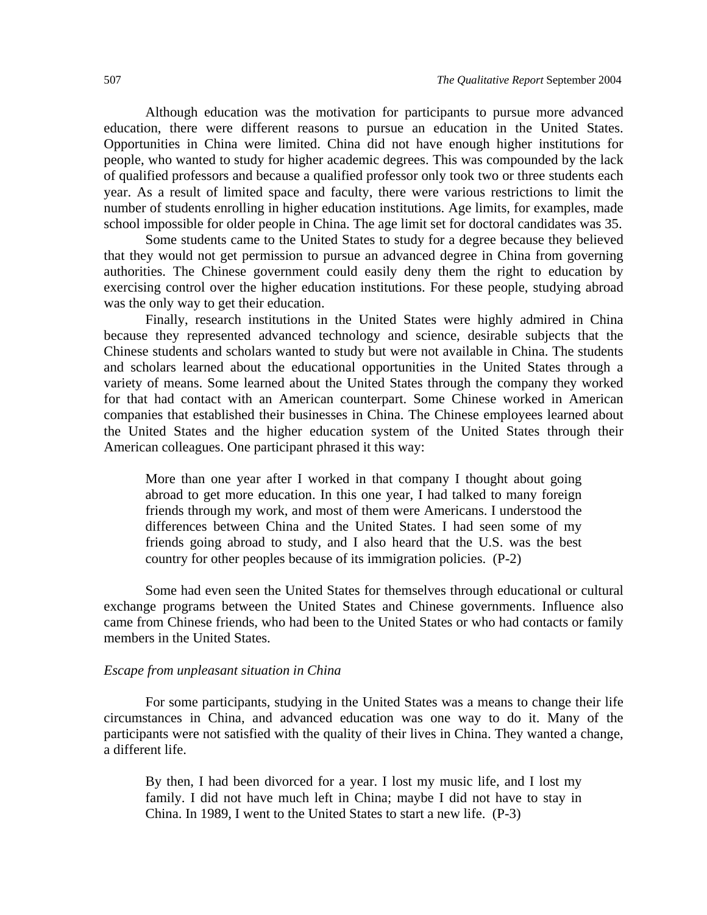Although education was the motivation for participants to pursue more advanced education, there were different reasons to pursue an education in the United States. Opportunities in China were limited. China did not have enough higher institutions for people, who wanted to study for higher academic degrees. This was compounded by the lack of qualified professors and because a qualified professor only took two or three students each year. As a result of limited space and faculty, there were various restrictions to limit the number of students enrolling in higher education institutions. Age limits, for examples, made school impossible for older people in China. The age limit set for doctoral candidates was 35.

Some students came to the United States to study for a degree because they believed that they would not get permission to pursue an advanced degree in China from governing authorities. The Chinese government could easily deny them the right to education by exercising control over the higher education institutions. For these people, studying abroad was the only way to get their education.

Finally, research institutions in the United States were highly admired in China because they represented advanced technology and science, desirable subjects that the Chinese students and scholars wanted to study but were not available in China. The students and scholars learned about the educational opportunities in the United States through a variety of means. Some learned about the United States through the company they worked for that had contact with an American counterpart. Some Chinese worked in American companies that established their businesses in China. The Chinese employees learned about the United States and the higher education system of the United States through their American colleagues. One participant phrased it this way:

> More than one year after I worked in that company I thought about going abroad to get more education. In this one year, I had talked to many foreign friends through my work, and most of them were Americans. I understood the differences between China and the United States. I had seen some of my friends going abroad to study, and I also heard that the U.S. was the best country for other peoples because of its immigration policies. (P-2)

Some had even seen the United States for themselves through educational or cultural exchange programs between the United States and Chinese governments. Influence also came from Chinese friends, who had been to the United States or who had contacts or family members in the United States.

*Escape from unpleasant situation in China*

For some participants, studying in the United States was a means to change their life circumstances in China, and advanced education was one way to do it. Many of the participants were not satisfied with the quality of their lives in China. They wanted a change, a different life.

> By then, I had been divorced for a year. I lost my music life, and I lost my family. I did not have much left in China; maybe I did not have to stay in China. In 1989, I went to the United States to start a new life. (P-3)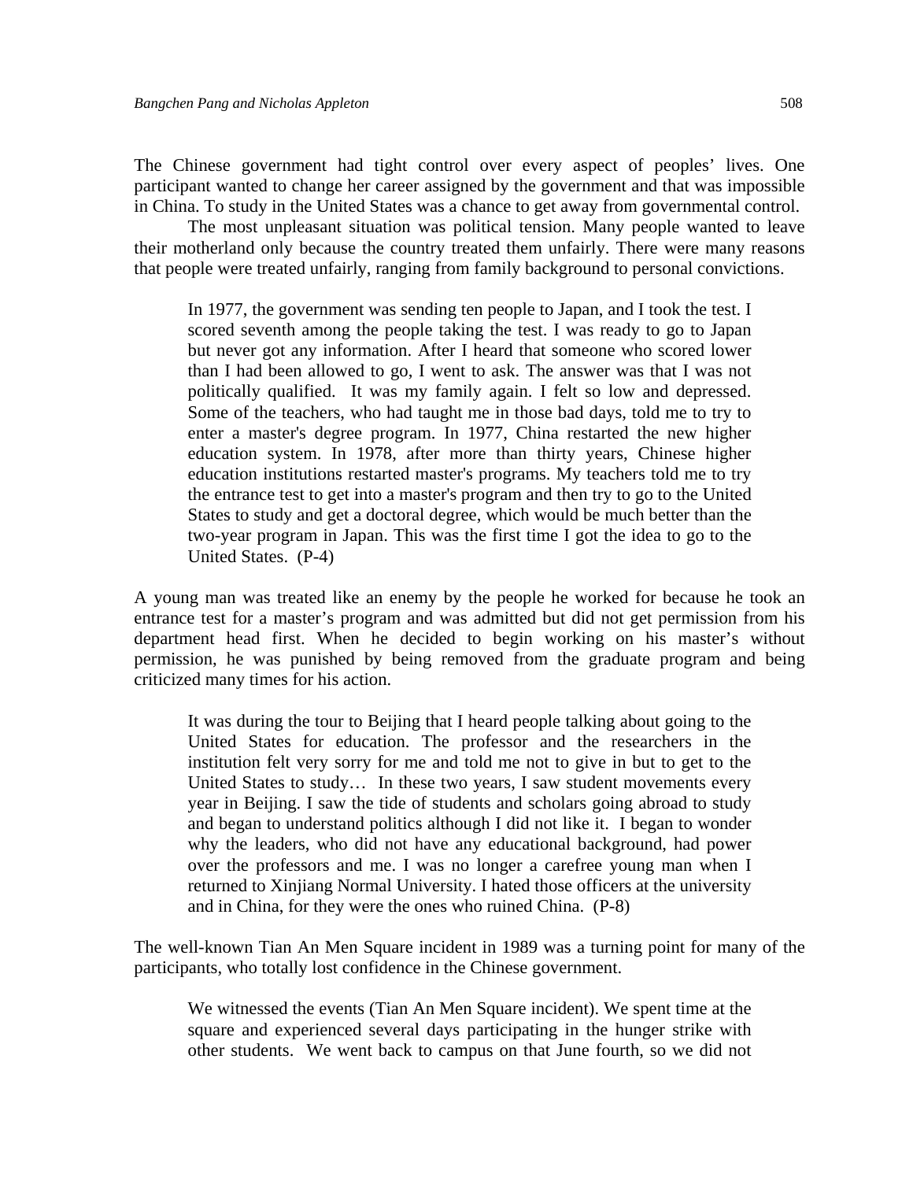The Chinese government had tight control over every aspect of peoples' lives. One participant wanted to change her career assigned by the government and that was impossible in China. To study in the United States was a chance to get away from governmental control.

The most unpleasant situation was political tension. Many people wanted to leave their motherland only because the country treated them unfairly. There were many reasons that people were treated unfairly, ranging from family background to personal convictions.

> In 1977, the government was sending ten people to Japan, and I took the test. I scored seventh among the people taking the test. I was ready to go to Japan but never got any information. After I heard that someone who scored lower than I had been allowed to go, I went to ask. The answer was that I was not politically qualified. It was my family again. I felt so low and depressed. Some of the teachers, who had taught me in those bad days, told me to try to enter a master's degree program. In 1977, China restarted the new higher education system. In 1978, after more than thirty years, Chinese higher education institutions restarted master's programs. My teachers told me to try the entrance test to get into a master's program and then try to go to the United States to study and get a doctoral degree, which would be much better than the two-year program in Japan. This was the first time I got the idea to go to the United States. (P-4)

A young man was treated like an enemy by the people he worked for because he took an entrance test for a master's program and was admitted but did not get permission from his department head first. When he decided to begin working on his master's without permission, he was punished by being removed from the graduate program and being criticized many times for his action.

> It was during the tour to Beijing that I heard people talking about going to the United States for education. The professor and the researchers in the institution felt very sorry for me and told me not to give in but to get to the United States to study… In these two years, I saw student movements every year in Beijing. I saw the tide of students and scholars going abroad to study and began to understand politics although I did not like it. I began to wonder why the leaders, who did not have any educational background, had power over the professors and me. I was no longer a carefree young man when I returned to Xinjiang Normal University. I hated those officers at the university and in China, for they were the ones who ruined China. (P-8)

The well-known Tian An Men Square incident in 1989 was a turning point for many of the participants, who totally lost confidence in the Chinese government.

> We witnessed the events (Tian An Men Square incident). We spent time at the square and experienced several days participating in the hunger strike with other students. We went back to campus on that June fourth, so we did not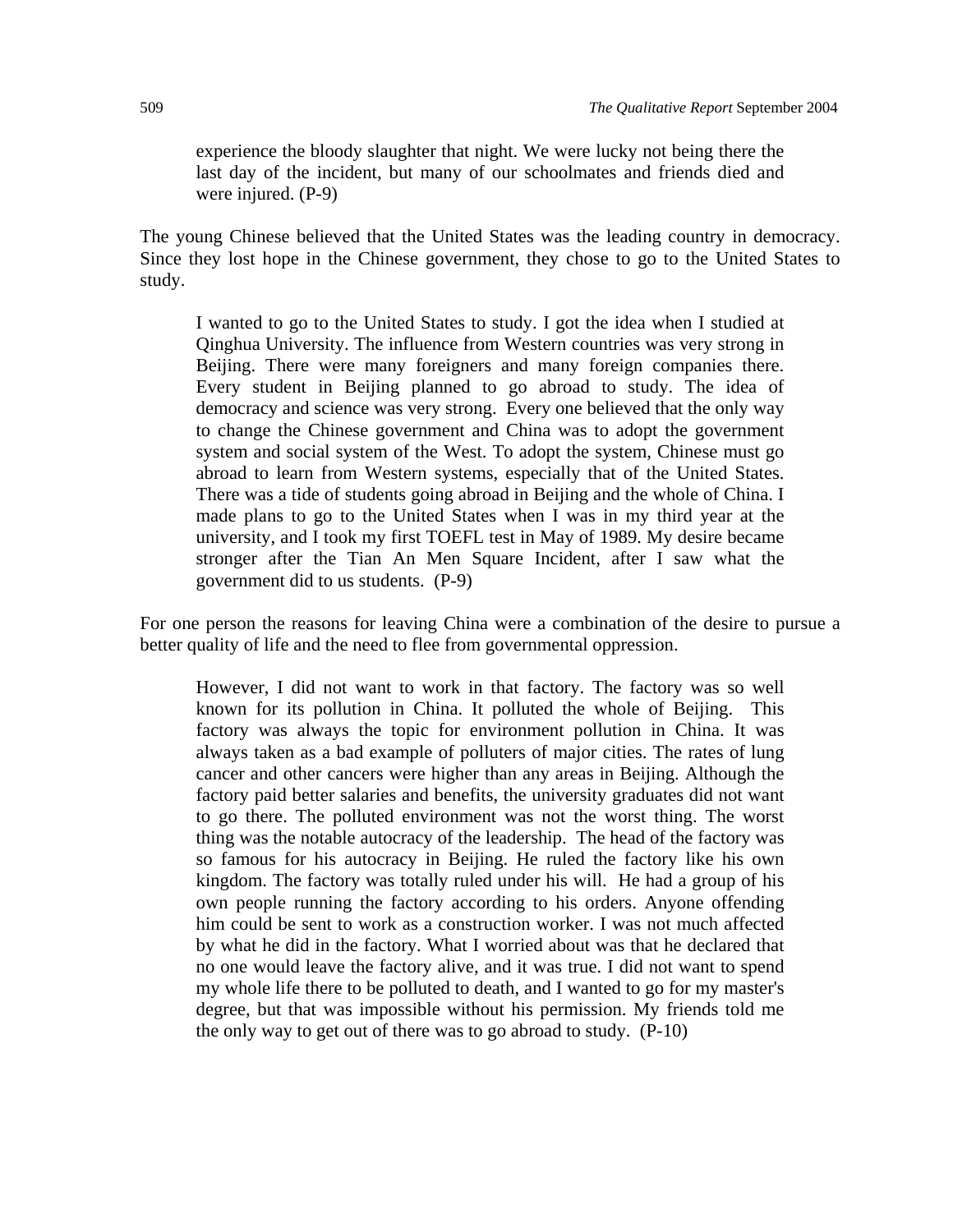> experience the bloody slaughter that night. We were lucky not being there the last day of the incident, but many of our schoolmates and friends died and were injured. (P-9)

The young Chinese believed that the United States was the leading country in democracy. Since they lost hope in the Chinese government, they chose to go to the United States to study.

> I wanted to go to the United States to study. I got the idea when I studied at Qinghua University. The influence from Western countries was very strong in Beijing. There were many foreigners and many foreign companies there. Every student in Beijing planned to go abroad to study. The idea of democracy and science was very strong. Every one believed that the only way to change the Chinese government and China was to adopt the government system and social system of the West. To adopt the system, Chinese must go abroad to learn from Western systems, especially that of the United States. There was a tide of students going abroad in Beijing and the whole of China. I made plans to go to the United States when I was in my third year at the university, and I took my first TOEFL test in May of 1989. My desire became stronger after the Tian An Men Square Incident, after I saw what the government did to us students. (P-9)

For one person the reasons for leaving China were a combination of the desire to pursue a better quality of life and the need to flee from governmental oppression.

> However, I did not want to work in that factory. The factory was so well known for its pollution in China. It polluted the whole of Beijing. This factory was always the topic for environment pollution in China. It was always taken as a bad example of polluters of major cities. The rates of lung cancer and other cancers were higher than any areas in Beijing. Although the factory paid better salaries and benefits, the university graduates did not want to go there. The polluted environment was not the worst thing. The worst thing was the notable autocracy of the leadership. The head of the factory was so famous for his autocracy in Beijing. He ruled the factory like his own kingdom. The factory was totally ruled under his will. He had a group of his own people running the factory according to his orders. Anyone offending him could be sent to work as a construction worker. I was not much affected by what he did in the factory. What I worried about was that he declared that no one would leave the factory alive, and it was true. I did not want to spend my whole life there to be polluted to death, and I wanted to go for my master's degree, but that was impossible without his permission. My friends told me the only way to get out of there was to go abroad to study. (P-10)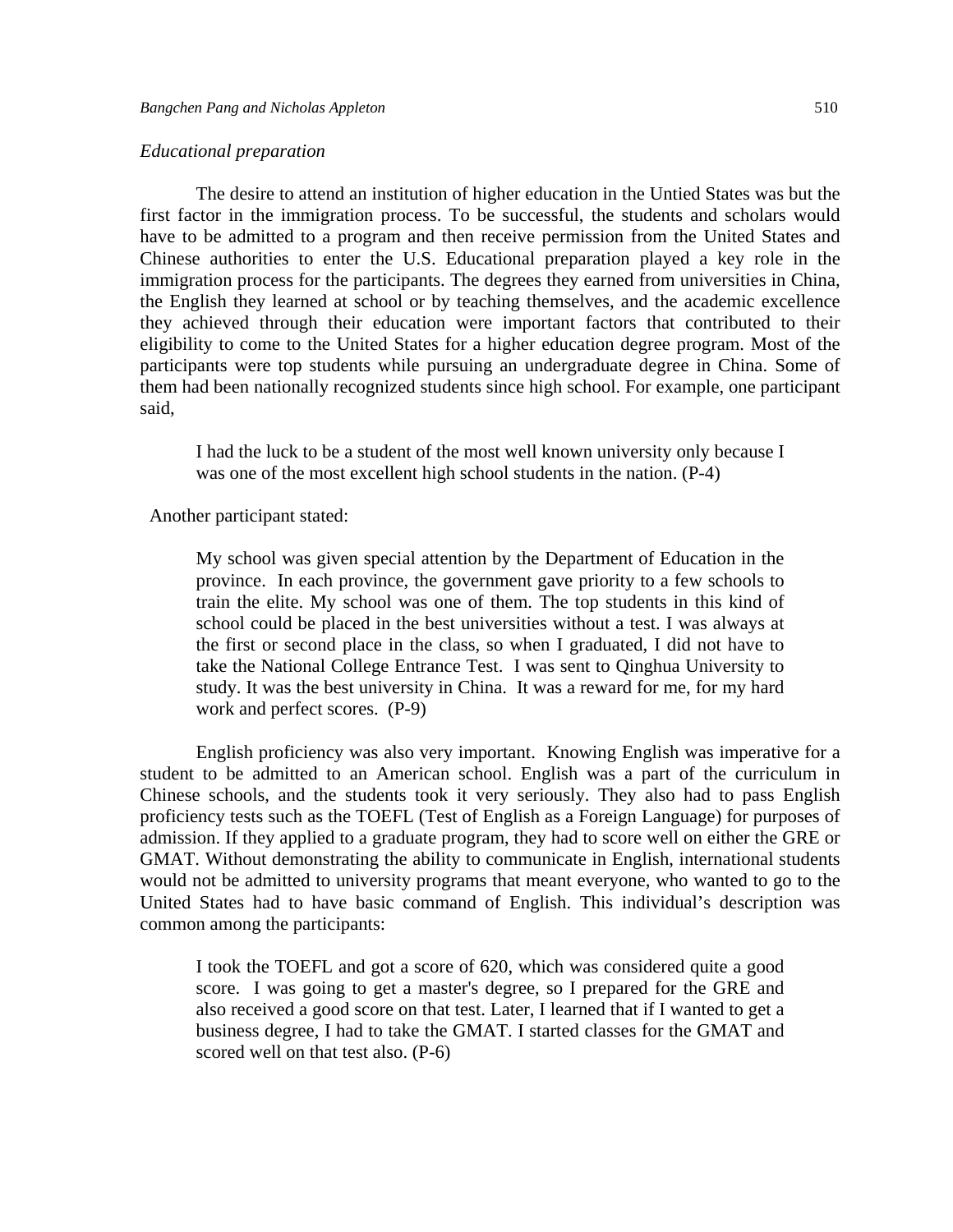*Educational preparation*

The desire to attend an institution of higher education in the Untied States was but the first factor in the immigration process. To be successful, the students and scholars would have to be admitted to a program and then receive permission from the United States and Chinese authorities to enter the U.S. Educational preparation played a key role in the immigration process for the participants. The degrees they earned from universities in China, the English they learned at school or by teaching themselves, and the academic excellence they achieved through their education were important factors that contributed to their eligibility to come to the United States for a higher education degree program. Most of the participants were top students while pursuing an undergraduate degree in China. Some of them had been nationally recognized students since high school. For example, one participant said,

> I had the luck to be a student of the most well known university only because I was one of the most excellent high school students in the nation. (P-4)

Another participant stated:

> My school was given special attention by the Department of Education in the province. In each province, the government gave priority to a few schools to train the elite. My school was one of them. The top students in this kind of school could be placed in the best universities without a test. I was always at the first or second place in the class, so when I graduated, I did not have to take the National College Entrance Test. I was sent to Qinghua University to study. It was the best university in China. It was a reward for me, for my hard work and perfect scores. (P-9)

English proficiency was also very important. Knowing English was imperative for a student to be admitted to an American school. English was a part of the curriculum in Chinese schools, and the students took it very seriously. They also had to pass English proficiency tests such as the TOEFL (Test of English as a Foreign Language) for purposes of admission. If they applied to a graduate program, they had to score well on either the GRE or GMAT. Without demonstrating the ability to communicate in English, international students would not be admitted to university programs that meant everyone, who wanted to go to the United States had to have basic command of English. This individual's description was common among the participants:

> I took the TOEFL and got a score of 620, which was considered quite a good score. I was going to get a master's degree, so I prepared for the GRE and also received a good score on that test. Later, I learned that if I wanted to get a business degree, I had to take the GMAT. I started classes for the GMAT and scored well on that test also. (P-6)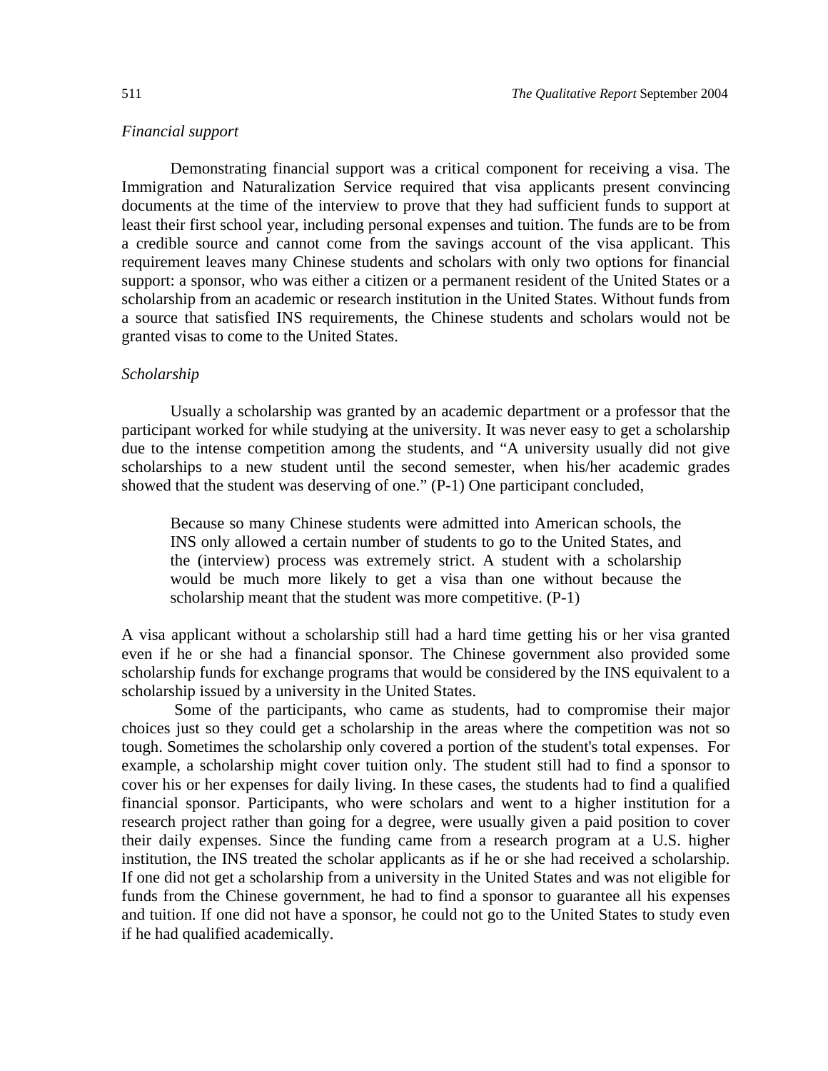*Financial support*

Demonstrating financial support was a critical component for receiving a visa. The Immigration and Naturalization Service required that visa applicants present convincing documents at the time of the interview to prove that they had sufficient funds to support at least their first school year, including personal expenses and tuition. The funds are to be from a credible source and cannot come from the savings account of the visa applicant. This requirement leaves many Chinese students and scholars with only two options for financial support: a sponsor, who was either a citizen or a permanent resident of the United States or a scholarship from an academic or research institution in the United States. Without funds from a source that satisfied INS requirements, the Chinese students and scholars would not be granted visas to come to the United States.

*Scholarship*

Usually a scholarship was granted by an academic department or a professor that the participant worked for while studying at the university. It was never easy to get a scholarship due to the intense competition among the students, and "A university usually did not give scholarships to a new student until the second semester, when his/her academic grades showed that the student was deserving of one." (P-1) One participant concluded,

> Because so many Chinese students were admitted into American schools, the INS only allowed a certain number of students to go to the United States, and the (interview) process was extremely strict. A student with a scholarship would be much more likely to get a visa than one without because the scholarship meant that the student was more competitive. (P-1)

A visa applicant without a scholarship still had a hard time getting his or her visa granted even if he or she had a financial sponsor. The Chinese government also provided some scholarship funds for exchange programs that would be considered by the INS equivalent to a scholarship issued by a university in the United States.

Some of the participants, who came as students, had to compromise their major choices just so they could get a scholarship in the areas where the competition was not so tough. Sometimes the scholarship only covered a portion of the student's total expenses. For example, a scholarship might cover tuition only. The student still had to find a sponsor to cover his or her expenses for daily living. In these cases, the students had to find a qualified financial sponsor. Participants, who were scholars and went to a higher institution for a research project rather than going for a degree, were usually given a paid position to cover their daily expenses. Since the funding came from a research program at a U.S. higher institution, the INS treated the scholar applicants as if he or she had received a scholarship. If one did not get a scholarship from a university in the United States and was not eligible for funds from the Chinese government, he had to find a sponsor to guarantee all his expenses and tuition. If one did not have a sponsor, he could not go to the United States to study even if he had qualified academically.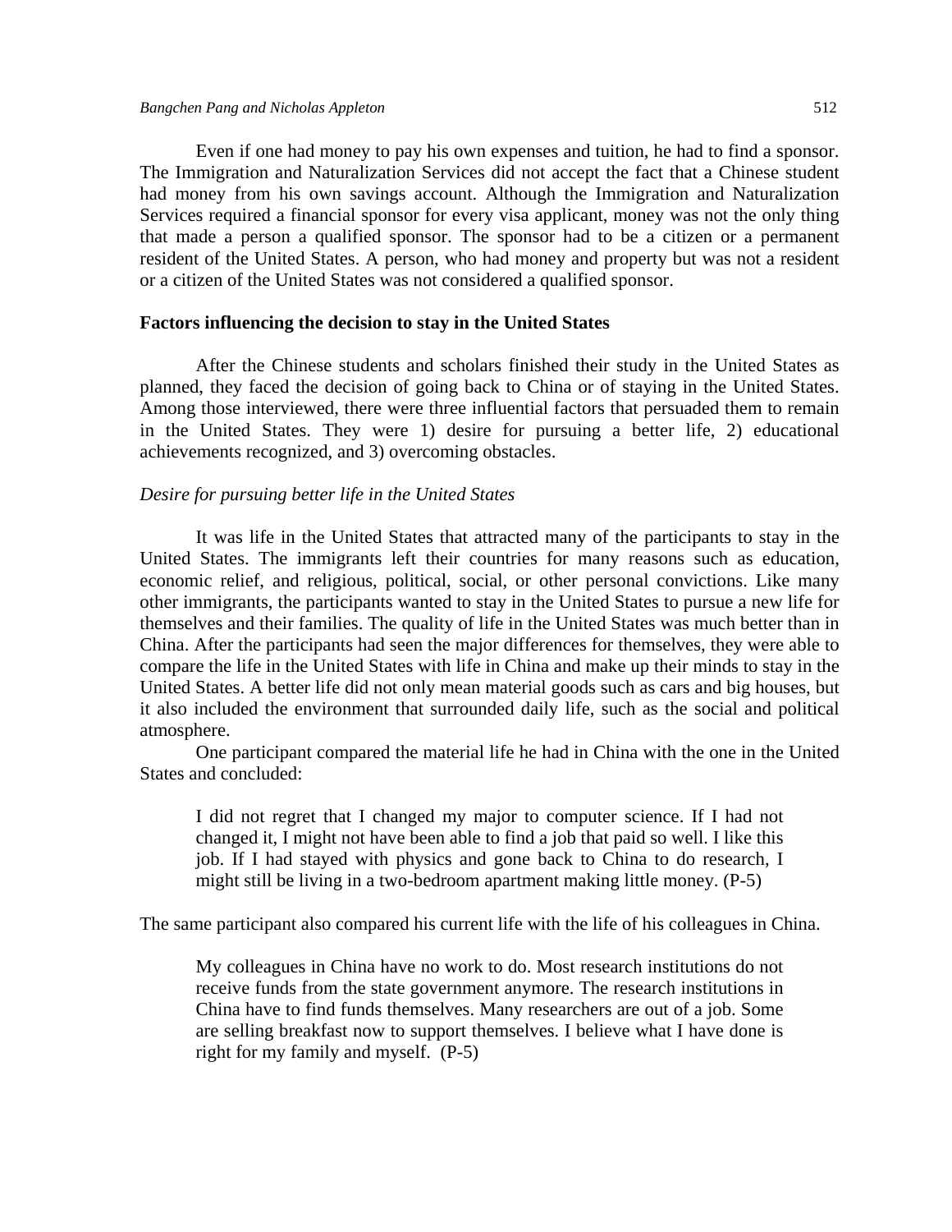Even if one had money to pay his own expenses and tuition, he had to find a sponsor. The Immigration and Naturalization Services did not accept the fact that a Chinese student had money from his own savings account. Although the Immigration and Naturalization Services required a financial sponsor for every visa applicant, money was not the only thing that made a person a qualified sponsor. The sponsor had to be a citizen or a permanent resident of the United States. A person, who had money and property but was not a resident or a citizen of the United States was not considered a qualified sponsor.

**Factors influencing the decision to stay in the United States**

After the Chinese students and scholars finished their study in the United States as planned, they faced the decision of going back to China or of staying in the United States. Among those interviewed, there were three influential factors that persuaded them to remain in the United States. They were 1) desire for pursuing a better life, 2) educational achievements recognized, and 3) overcoming obstacles.

*Desire for pursuing better life in the United States*

It was life in the United States that attracted many of the participants to stay in the United States. The immigrants left their countries for many reasons such as education, economic relief, and religious, political, social, or other personal convictions. Like many other immigrants, the participants wanted to stay in the United States to pursue a new life for themselves and their families. The quality of life in the United States was much better than in China. After the participants had seen the major differences for themselves, they were able to compare the life in the United States with life in China and make up their minds to stay in the United States. A better life did not only mean material goods such as cars and big houses, but it also included the environment that surrounded daily life, such as the social and political atmosphere.

One participant compared the material life he had in China with the one in the United States and concluded:

> I did not regret that I changed my major to computer science. If I had not changed it, I might not have been able to find a job that paid so well. I like this job. If I had stayed with physics and gone back to China to do research, I might still be living in a two-bedroom apartment making little money. (P-5)

The same participant also compared his current life with the life of his colleagues in China.

> My colleagues in China have no work to do. Most research institutions do not receive funds from the state government anymore. The research institutions in China have to find funds themselves. Many researchers are out of a job. Some are selling breakfast now to support themselves. I believe what I have done is right for my family and myself. (P-5)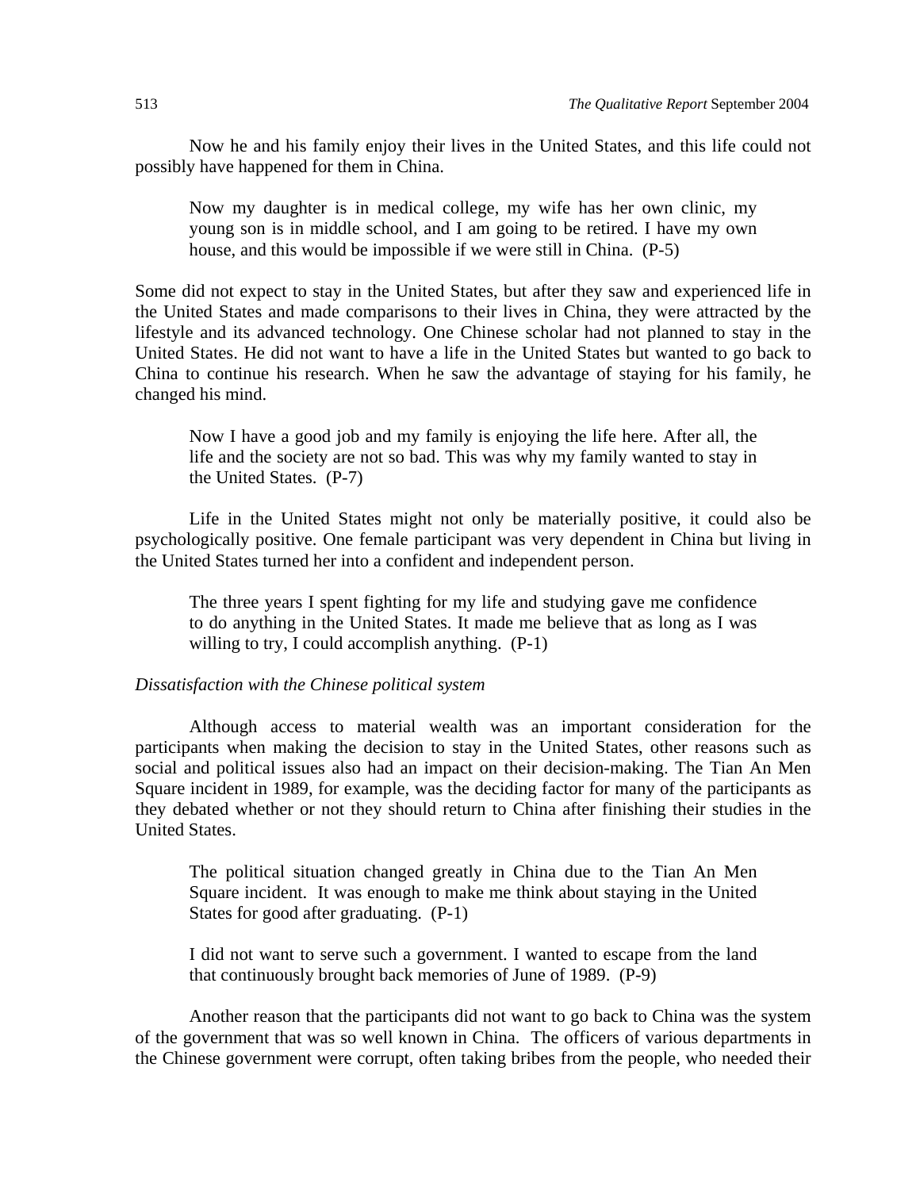Now he and his family enjoy their lives in the United States, and this life could not possibly have happened for them in China.

> Now my daughter is in medical college, my wife has her own clinic, my young son is in middle school, and I am going to be retired. I have my own house, and this would be impossible if we were still in China. (P-5)

Some did not expect to stay in the United States, but after they saw and experienced life in the United States and made comparisons to their lives in China, they were attracted by the lifestyle and its advanced technology. One Chinese scholar had not planned to stay in the United States. He did not want to have a life in the United States but wanted to go back to China to continue his research. When he saw the advantage of staying for his family, he changed his mind.

> Now I have a good job and my family is enjoying the life here. After all, the life and the society are not so bad. This was why my family wanted to stay in the United States. (P-7)

Life in the United States might not only be materially positive, it could also be psychologically positive. One female participant was very dependent in China but living in the United States turned her into a confident and independent person.

> The three years I spent fighting for my life and studying gave me confidence to do anything in the United States. It made me believe that as long as I was willing to try, I could accomplish anything. (P-1)

*Dissatisfaction with the Chinese political system*

Although access to material wealth was an important consideration for the participants when making the decision to stay in the United States, other reasons such as social and political issues also had an impact on their decision-making. The Tian An Men Square incident in 1989, for example, was the deciding factor for many of the participants as they debated whether or not they should return to China after finishing their studies in the United States.

> The political situation changed greatly in China due to the Tian An Men Square incident. It was enough to make me think about staying in the United States for good after graduating. (P-1)

> I did not want to serve such a government. I wanted to escape from the land that continuously brought back memories of June of 1989. (P-9)

Another reason that the participants did not want to go back to China was the system of the government that was so well known in China. The officers of various departments in the Chinese government were corrupt, often taking bribes from the people, who needed their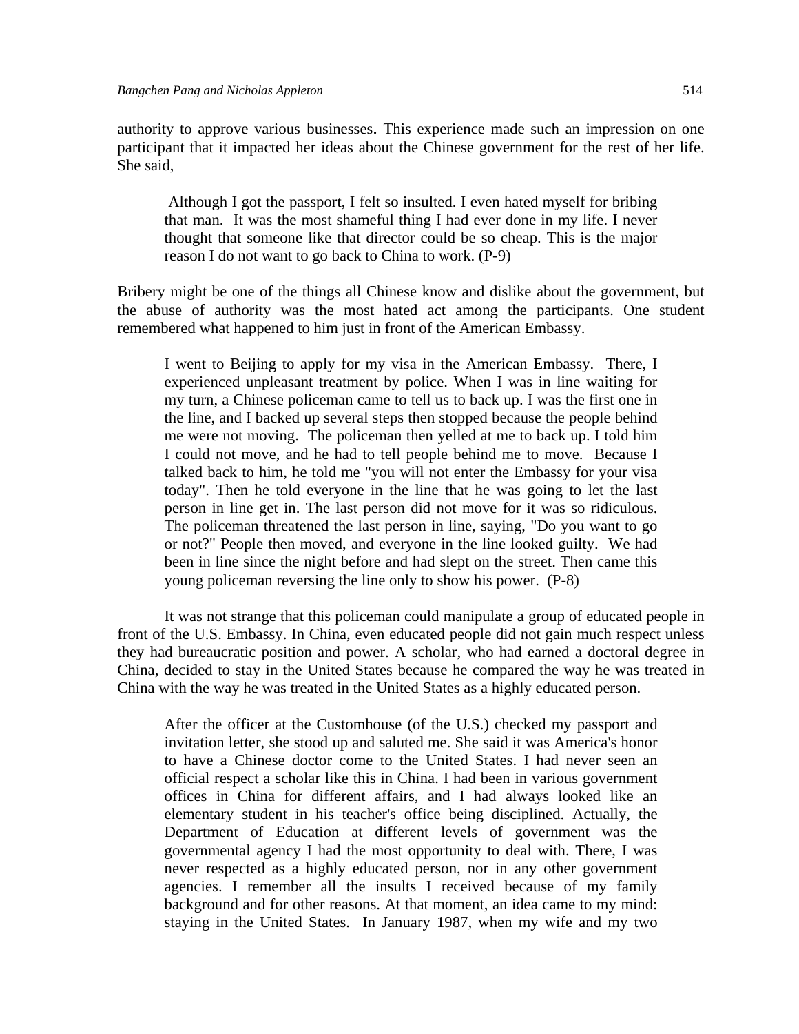authority to approve various businesses. This experience made such an impression on one participant that it impacted her ideas about the Chinese government for the rest of her life. She said,

> Although I got the passport, I felt so insulted. I even hated myself for bribing that man. It was the most shameful thing I had ever done in my life. I never thought that someone like that director could be so cheap. This is the major reason I do not want to go back to China to work. (P-9)

Bribery might be one of the things all Chinese know and dislike about the government, but the abuse of authority was the most hated act among the participants. One student remembered what happened to him just in front of the American Embassy.

> I went to Beijing to apply for my visa in the American Embassy. There, I experienced unpleasant treatment by police. When I was in line waiting for my turn, a Chinese policeman came to tell us to back up. I was the first one in the line, and I backed up several steps then stopped because the people behind me were not moving. The policeman then yelled at me to back up. I told him I could not move, and he had to tell people behind me to move. Because I talked back to him, he told me "you will not enter the Embassy for your visa today". Then he told everyone in the line that he was going to let the last person in line get in. The last person did not move for it was so ridiculous. The policeman threatened the last person in line, saying, "Do you want to go or not?" People then moved, and everyone in the line looked guilty. We had been in line since the night before and had slept on the street. Then came this young policeman reversing the line only to show his power. (P-8)

It was not strange that this policeman could manipulate a group of educated people in front of the U.S. Embassy. In China, even educated people did not gain much respect unless they had bureaucratic position and power. A scholar, who had earned a doctoral degree in China, decided to stay in the United States because he compared the way he was treated in China with the way he was treated in the United States as a highly educated person.

> After the officer at the Customhouse (of the U.S.) checked my passport and invitation letter, she stood up and saluted me. She said it was America's honor to have a Chinese doctor come to the United States. I had never seen an official respect a scholar like this in China. I had been in various government offices in China for different affairs, and I had always looked like an elementary student in his teacher's office being disciplined. Actually, the Department of Education at different levels of government was the governmental agency I had the most opportunity to deal with. There, I was never respected as a highly educated person, nor in any other government agencies. I remember all the insults I received because of my family background and for other reasons. At that moment, an idea came to my mind: staying in the United States. In January 1987, when my wife and my two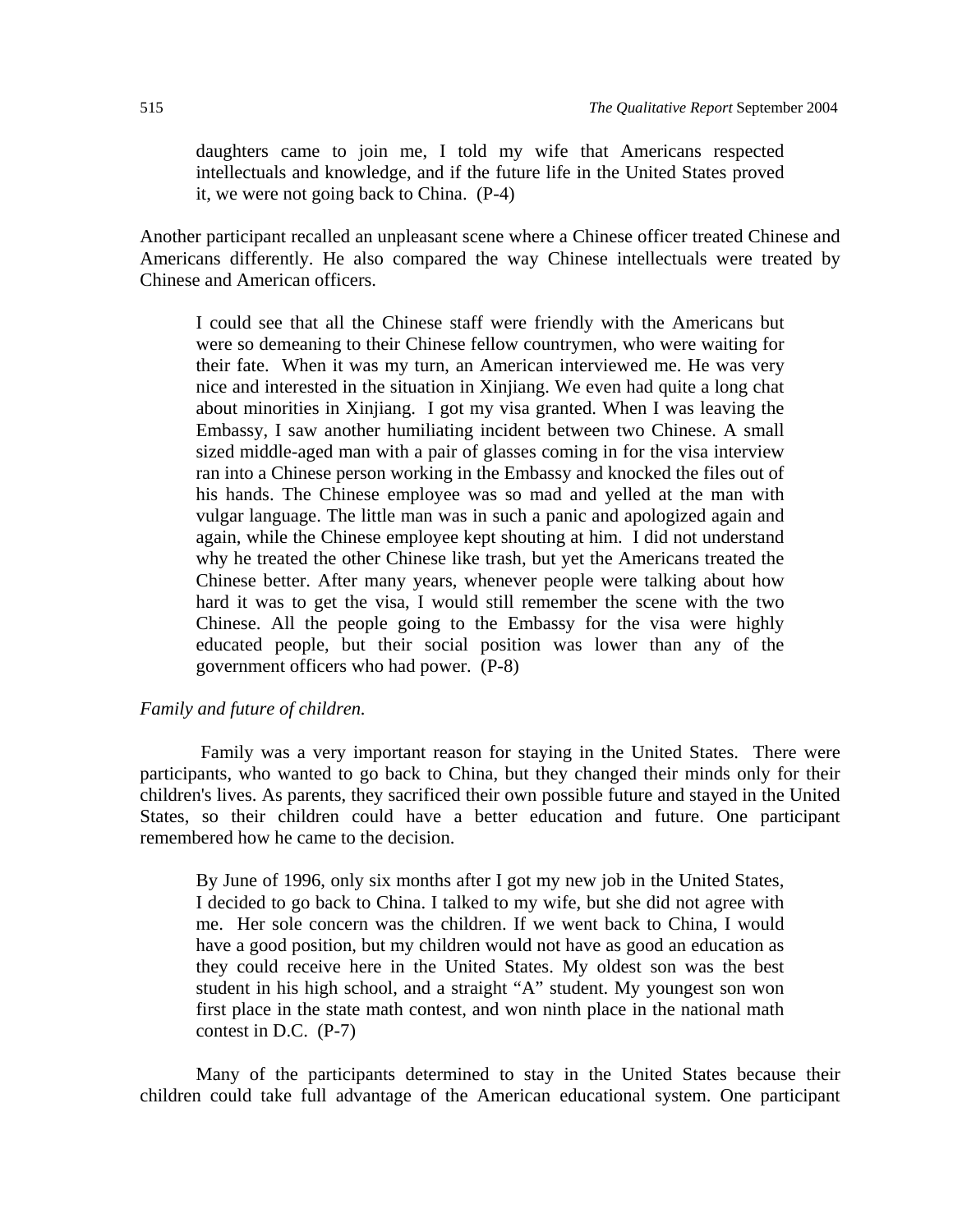> daughters came to join me, I told my wife that Americans respected intellectuals and knowledge, and if the future life in the United States proved it, we were not going back to China. (P-4)

Another participant recalled an unpleasant scene where a Chinese officer treated Chinese and Americans differently. He also compared the way Chinese intellectuals were treated by Chinese and American officers.

> I could see that all the Chinese staff were friendly with the Americans but were so demeaning to their Chinese fellow countrymen, who were waiting for their fate. When it was my turn, an American interviewed me. He was very nice and interested in the situation in Xinjiang. We even had quite a long chat about minorities in Xinjiang. I got my visa granted. When I was leaving the Embassy, I saw another humiliating incident between two Chinese. A small sized middle-aged man with a pair of glasses coming in for the visa interview ran into a Chinese person working in the Embassy and knocked the files out of his hands. The Chinese employee was so mad and yelled at the man with vulgar language. The little man was in such a panic and apologized again and again, while the Chinese employee kept shouting at him. I did not understand why he treated the other Chinese like trash, but yet the Americans treated the Chinese better. After many years, whenever people were talking about how hard it was to get the visa, I would still remember the scene with the two Chinese. All the people going to the Embassy for the visa were highly educated people, but their social position was lower than any of the government officers who had power. (P-8)

*Family and future of children.*

Family was a very important reason for staying in the United States. There were participants, who wanted to go back to China, but they changed their minds only for their children's lives. As parents, they sacrificed their own possible future and stayed in the United States, so their children could have a better education and future. One participant remembered how he came to the decision.

> By June of 1996, only six months after I got my new job in the United States, I decided to go back to China. I talked to my wife, but she did not agree with me. Her sole concern was the children. If we went back to China, I would have a good position, but my children would not have as good an education as they could receive here in the United States. My oldest son was the best student in his high school, and a straight "A" student. My youngest son won first place in the state math contest, and won ninth place in the national math contest in D.C. (P-7)

Many of the participants determined to stay in the United States because their children could take full advantage of the American educational system. One participant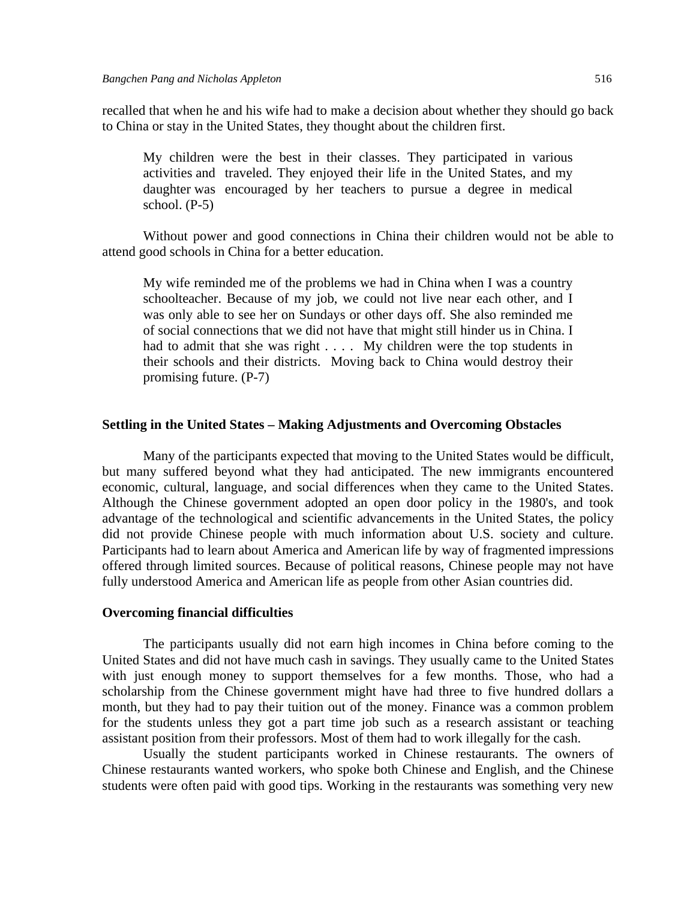recalled that when he and his wife had to make a decision about whether they should go back to China or stay in the United States, they thought about the children first.

> My children were the best in their classes. They participated in various activities and traveled. They enjoyed their life in the United States, and my daughter was encouraged by her teachers to pursue a degree in medical school. (P-5)

Without power and good connections in China their children would not be able to attend good schools in China for a better education.

> My wife reminded me of the problems we had in China when I was a country schoolteacher. Because of my job, we could not live near each other, and I was only able to see her on Sundays or other days off. She also reminded me of social connections that we did not have that might still hinder us in China. I had to admit that she was right . . . . My children were the top students in their schools and their districts. Moving back to China would destroy their promising future. (P-7)

## Settling in the United States – Making Adjustments and Overcoming Obstacles

Many of the participants expected that moving to the United States would be difficult, but many suffered beyond what they had anticipated. The new immigrants encountered economic, cultural, language, and social differences when they came to the United States. Although the Chinese government adopted an open door policy in the 1980's, and took advantage of the technological and scientific advancements in the United States, the policy did not provide Chinese people with much information about U.S. society and culture. Participants had to learn about America and American life by way of fragmented impressions offered through limited sources. Because of political reasons, Chinese people may not have fully understood America and American life as people from other Asian countries did.

### Overcoming financial difficulties

The participants usually did not earn high incomes in China before coming to the United States and did not have much cash in savings. They usually came to the United States with just enough money to support themselves for a few months. Those, who had a scholarship from the Chinese government might have had three to five hundred dollars a month, but they had to pay their tuition out of the money. Finance was a common problem for the students unless they got a part time job such as a research assistant or teaching assistant position from their professors. Most of them had to work illegally for the cash.

Usually the student participants worked in Chinese restaurants. The owners of Chinese restaurants wanted workers, who spoke both Chinese and English, and the Chinese students were often paid with good tips. Working in the restaurants was something very new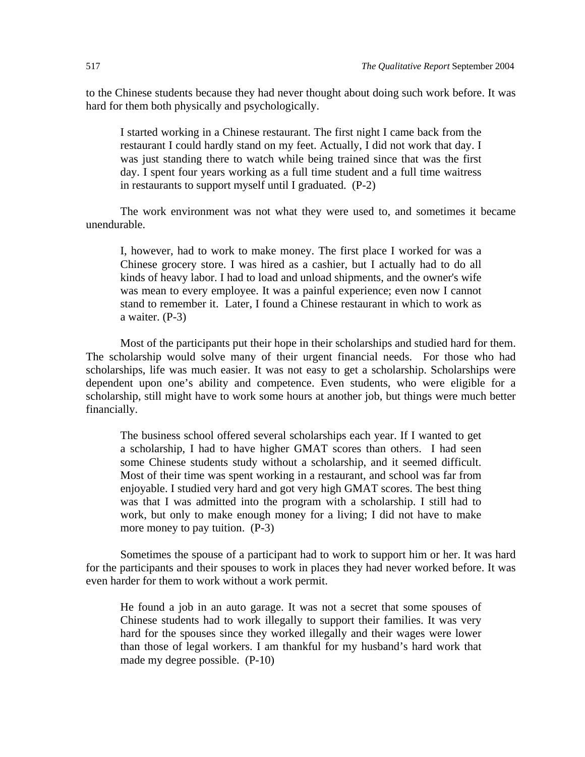to the Chinese students because they had never thought about doing such work before. It was hard for them both physically and psychologically.

> I started working in a Chinese restaurant. The first night I came back from the restaurant I could hardly stand on my feet. Actually, I did not work that day. I was just standing there to watch while being trained since that was the first day. I spent four years working as a full time student and a full time waitress in restaurants to support myself until I graduated. (P-2)

The work environment was not what they were used to, and sometimes it became unendurable.

> I, however, had to work to make money. The first place I worked for was a Chinese grocery store. I was hired as a cashier, but I actually had to do all kinds of heavy labor. I had to load and unload shipments, and the owner's wife was mean to every employee. It was a painful experience; even now I cannot stand to remember it. Later, I found a Chinese restaurant in which to work as a waiter. (P-3)

Most of the participants put their hope in their scholarships and studied hard for them. The scholarship would solve many of their urgent financial needs. For those who had scholarships, life was much easier. It was not easy to get a scholarship. Scholarships were dependent upon one's ability and competence. Even students, who were eligible for a scholarship, still might have to work some hours at another job, but things were much better financially.

> The business school offered several scholarships each year. If I wanted to get a scholarship, I had to have higher GMAT scores than others. I had seen some Chinese students study without a scholarship, and it seemed difficult. Most of their time was spent working in a restaurant, and school was far from enjoyable. I studied very hard and got very high GMAT scores. The best thing was that I was admitted into the program with a scholarship. I still had to work, but only to make enough money for a living; I did not have to make more money to pay tuition. (P-3)

Sometimes the spouse of a participant had to work to support him or her. It was hard for the participants and their spouses to work in places they had never worked before. It was even harder for them to work without a work permit.

> He found a job in an auto garage. It was not a secret that some spouses of Chinese students had to work illegally to support their families. It was very hard for the spouses since they worked illegally and their wages were lower than those of legal workers. I am thankful for my husband's hard work that made my degree possible. (P-10)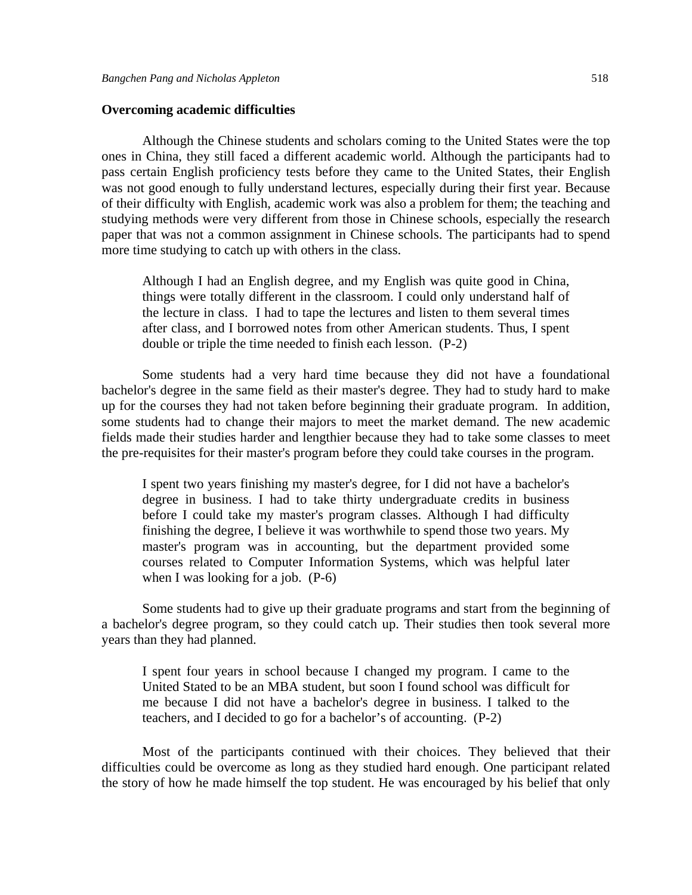### Overcoming academic difficulties

Although the Chinese students and scholars coming to the United States were the top ones in China, they still faced a different academic world. Although the participants had to pass certain English proficiency tests before they came to the United States, their English was not good enough to fully understand lectures, especially during their first year. Because of their difficulty with English, academic work was also a problem for them; the teaching and studying methods were very different from those in Chinese schools, especially the research paper that was not a common assignment in Chinese schools. The participants had to spend more time studying to catch up with others in the class.

> Although I had an English degree, and my English was quite good in China, things were totally different in the classroom. I could only understand half of the lecture in class. I had to tape the lectures and listen to them several times after class, and I borrowed notes from other American students. Thus, I spent double or triple the time needed to finish each lesson. (P-2)

Some students had a very hard time because they did not have a foundational bachelor's degree in the same field as their master's degree. They had to study hard to make up for the courses they had not taken before beginning their graduate program. In addition, some students had to change their majors to meet the market demand. The new academic fields made their studies harder and lengthier because they had to take some classes to meet the pre-requisites for their master's program before they could take courses in the program.

> I spent two years finishing my master's degree, for I did not have a bachelor's degree in business. I had to take thirty undergraduate credits in business before I could take my master's program classes. Although I had difficulty finishing the degree, I believe it was worthwhile to spend those two years. My master's program was in accounting, but the department provided some courses related to Computer Information Systems, which was helpful later when I was looking for a job. (P-6)

Some students had to give up their graduate programs and start from the beginning of a bachelor's degree program, so they could catch up. Their studies then took several more years than they had planned.

> I spent four years in school because I changed my program. I came to the United Stated to be an MBA student, but soon I found school was difficult for me because I did not have a bachelor's degree in business. I talked to the teachers, and I decided to go for a bachelor's of accounting. (P-2)

Most of the participants continued with their choices. They believed that their difficulties could be overcome as long as they studied hard enough. One participant related the story of how he made himself the top student. He was encouraged by his belief that only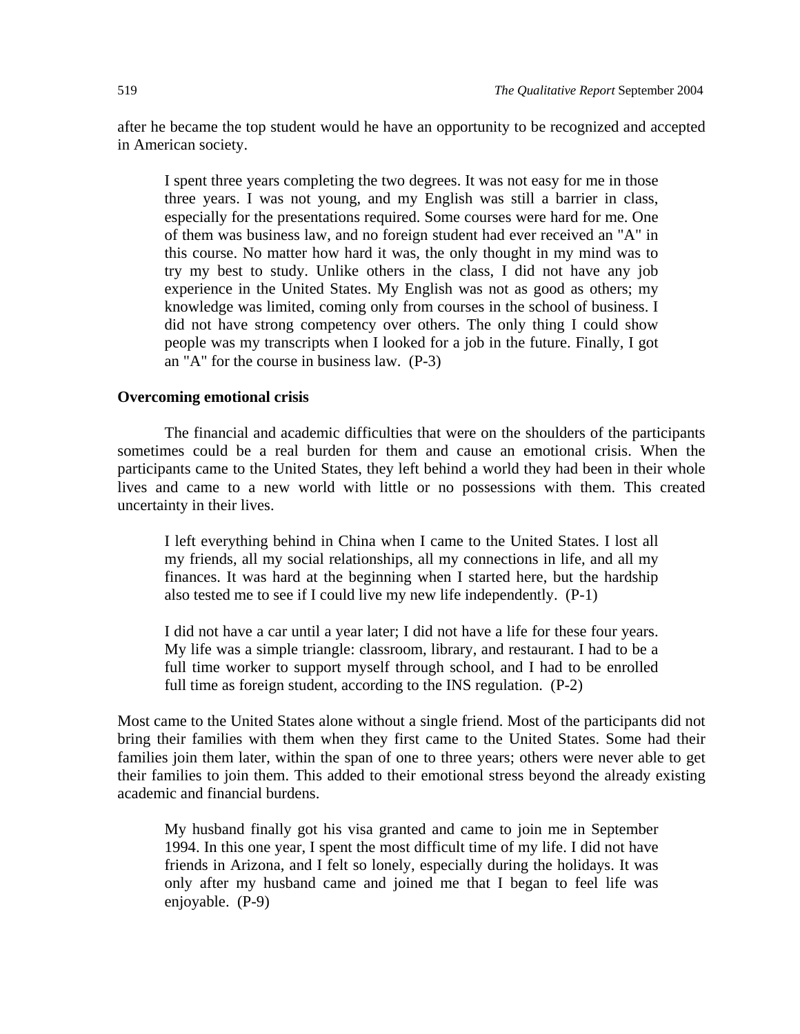after he became the top student would he have an opportunity to be recognized and accepted in American society.

> I spent three years completing the two degrees. It was not easy for me in those three years. I was not young, and my English was still a barrier in class, especially for the presentations required. Some courses were hard for me. One of them was business law, and no foreign student had ever received an "A" in this course. No matter how hard it was, the only thought in my mind was to try my best to study. Unlike others in the class, I did not have any job experience in the United States. My English was not as good as others; my knowledge was limited, coming only from courses in the school of business. I did not have strong competency over others. The only thing I could show people was my transcripts when I looked for a job in the future. Finally, I got an "A" for the course in business law. (P-3)

**Overcoming emotional crisis**

The financial and academic difficulties that were on the shoulders of the participants sometimes could be a real burden for them and cause an emotional crisis. When the participants came to the United States, they left behind a world they had been in their whole lives and came to a new world with little or no possessions with them. This created uncertainty in their lives.

> I left everything behind in China when I came to the United States. I lost all my friends, all my social relationships, all my connections in life, and all my finances. It was hard at the beginning when I started here, but the hardship also tested me to see if I could live my new life independently. (P-1)

> I did not have a car until a year later; I did not have a life for these four years. My life was a simple triangle: classroom, library, and restaurant. I had to be a full time worker to support myself through school, and I had to be enrolled full time as foreign student, according to the INS regulation. (P-2)

Most came to the United States alone without a single friend. Most of the participants did not bring their families with them when they first came to the United States. Some had their families join them later, within the span of one to three years; others were never able to get their families to join them. This added to their emotional stress beyond the already existing academic and financial burdens.

> My husband finally got his visa granted and came to join me in September 1994. In this one year, I spent the most difficult time of my life. I did not have friends in Arizona, and I felt so lonely, especially during the holidays. It was only after my husband came and joined me that I began to feel life was enjoyable. (P-9)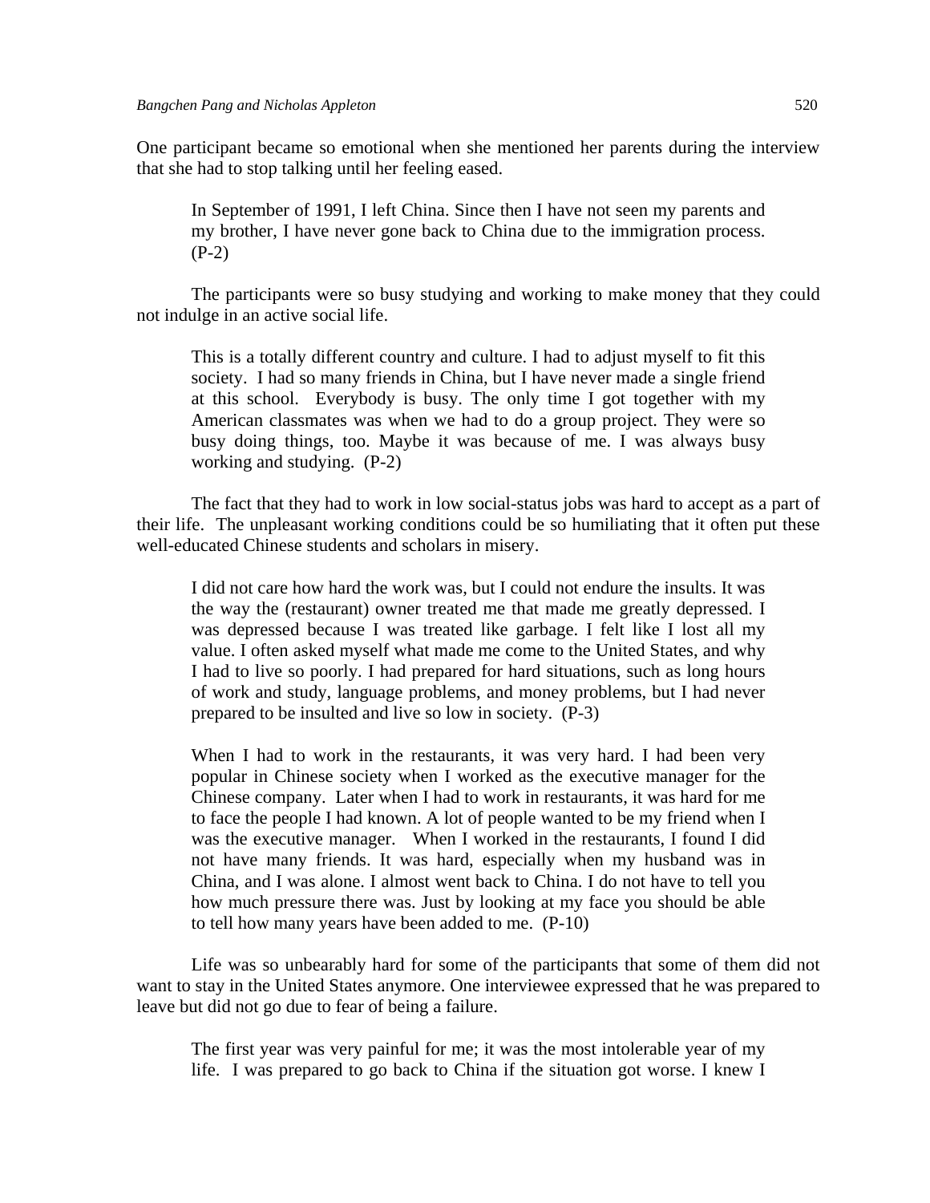One participant became so emotional when she mentioned her parents during the interview that she had to stop talking until her feeling eased.

> In September of 1991, I left China. Since then I have not seen my parents and my brother, I have never gone back to China due to the immigration process. (P-2)

The participants were so busy studying and working to make money that they could not indulge in an active social life.

> This is a totally different country and culture. I had to adjust myself to fit this society. I had so many friends in China, but I have never made a single friend at this school. Everybody is busy. The only time I got together with my American classmates was when we had to do a group project. They were so busy doing things, too. Maybe it was because of me. I was always busy working and studying. (P-2)

The fact that they had to work in low social-status jobs was hard to accept as a part of their life. The unpleasant working conditions could be so humiliating that it often put these well-educated Chinese students and scholars in misery.

> I did not care how hard the work was, but I could not endure the insults. It was the way the (restaurant) owner treated me that made me greatly depressed. I was depressed because I was treated like garbage. I felt like I lost all my value. I often asked myself what made me come to the United States, and why I had to live so poorly. I had prepared for hard situations, such as long hours of work and study, language problems, and money problems, but I had never prepared to be insulted and live so low in society. (P-3)

> When I had to work in the restaurants, it was very hard. I had been very popular in Chinese society when I worked as the executive manager for the Chinese company. Later when I had to work in restaurants, it was hard for me to face the people I had known. A lot of people wanted to be my friend when I was the executive manager. When I worked in the restaurants, I found I did not have many friends. It was hard, especially when my husband was in China, and I was alone. I almost went back to China. I do not have to tell you how much pressure there was. Just by looking at my face you should be able to tell how many years have been added to me. (P-10)

Life was so unbearably hard for some of the participants that some of them did not want to stay in the United States anymore. One interviewee expressed that he was prepared to leave but did not go due to fear of being a failure.

> The first year was very painful for me; it was the most intolerable year of my life. I was prepared to go back to China if the situation got worse. I knew I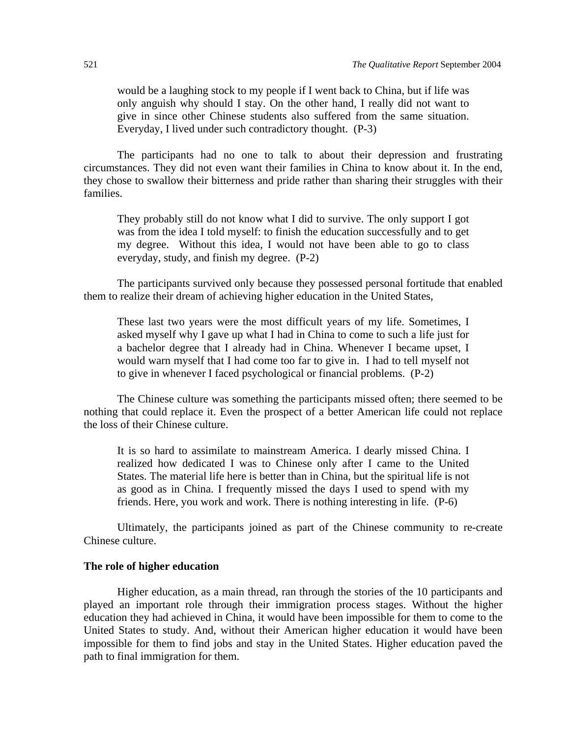> would be a laughing stock to my people if I went back to China, but if life was only anguish why should I stay. On the other hand, I really did not want to give in since other Chinese students also suffered from the same situation. Everyday, I lived under such contradictory thought. (P-3)

The participants had no one to talk to about their depression and frustrating circumstances. They did not even want their families in China to know about it. In the end, they chose to swallow their bitterness and pride rather than sharing their struggles with their families.

> They probably still do not know what I did to survive. The only support I got was from the idea I told myself: to finish the education successfully and to get my degree. Without this idea, I would not have been able to go to class everyday, study, and finish my degree. (P-2)

The participants survived only because they possessed personal fortitude that enabled them to realize their dream of achieving higher education in the United States,

> These last two years were the most difficult years of my life. Sometimes, I asked myself why I gave up what I had in China to come to such a life just for a bachelor degree that I already had in China. Whenever I became upset, I would warn myself that I had come too far to give in. I had to tell myself not to give in whenever I faced psychological or financial problems. (P-2)

The Chinese culture was something the participants missed often; there seemed to be nothing that could replace it. Even the prospect of a better American life could not replace the loss of their Chinese culture.

> It is so hard to assimilate to mainstream America. I dearly missed China. I realized how dedicated I was to Chinese only after I came to the United States. The material life here is better than in China, but the spiritual life is not as good as in China. I frequently missed the days I used to spend with my friends. Here, you work and work. There is nothing interesting in life. (P-6)

Ultimately, the participants joined as part of the Chinese community to re-create Chinese culture.

**The role of higher education**

Higher education, as a main thread, ran through the stories of the 10 participants and played an important role through their immigration process stages. Without the higher education they had achieved in China, it would have been impossible for them to come to the United States to study. And, without their American higher education it would have been impossible for them to find jobs and stay in the United States. Higher education paved the path to final immigration for them.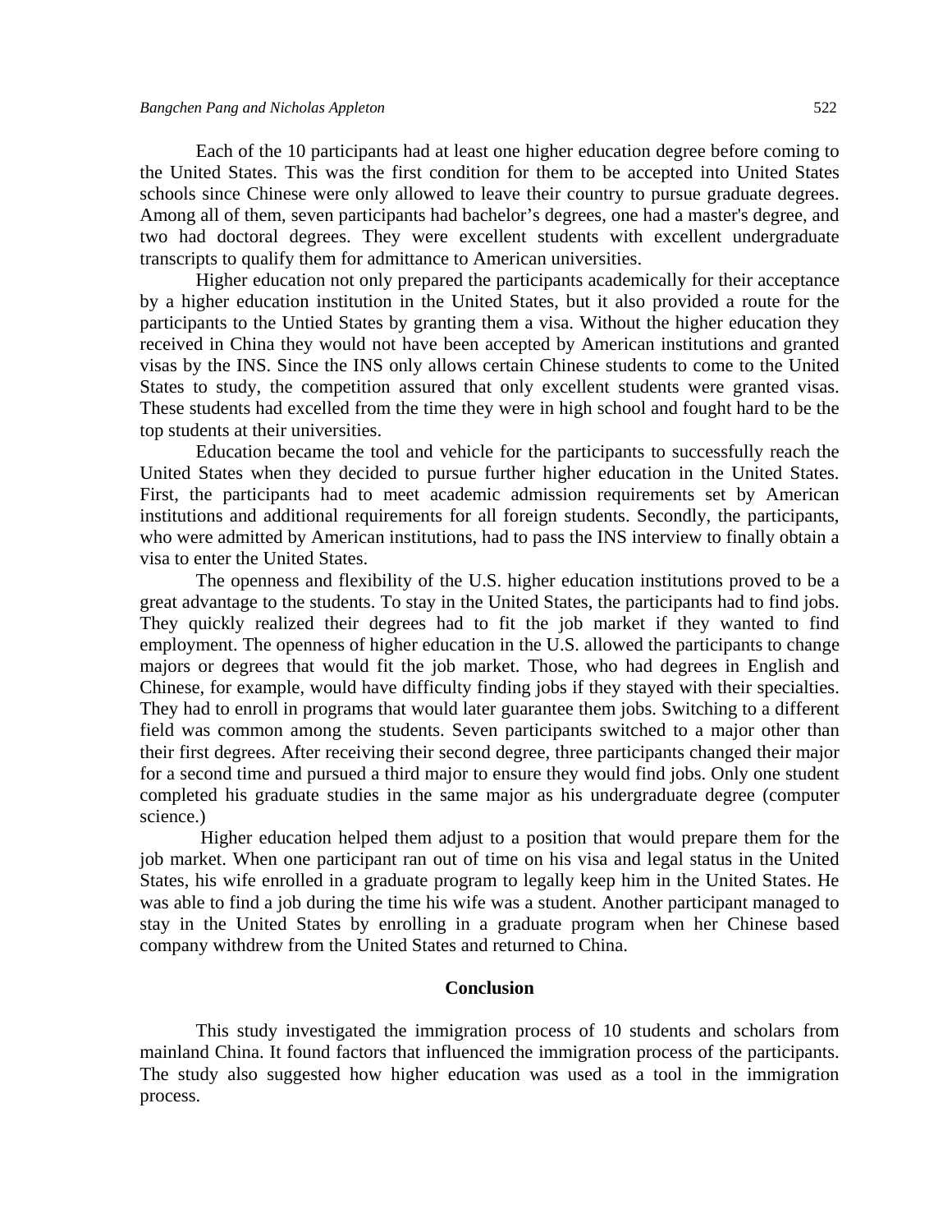Each of the 10 participants had at least one higher education degree before coming to the United States. This was the first condition for them to be accepted into United States schools since Chinese were only allowed to leave their country to pursue graduate degrees. Among all of them, seven participants had bachelor's degrees, one had a master's degree, and two had doctoral degrees. They were excellent students with excellent undergraduate transcripts to qualify them for admittance to American universities.

Higher education not only prepared the participants academically for their acceptance by a higher education institution in the United States, but it also provided a route for the participants to the Untied States by granting them a visa. Without the higher education they received in China they would not have been accepted by American institutions and granted visas by the INS. Since the INS only allows certain Chinese students to come to the United States to study, the competition assured that only excellent students were granted visas. These students had excelled from the time they were in high school and fought hard to be the top students at their universities.

Education became the tool and vehicle for the participants to successfully reach the United States when they decided to pursue further higher education in the United States. First, the participants had to meet academic admission requirements set by American institutions and additional requirements for all foreign students. Secondly, the participants, who were admitted by American institutions, had to pass the INS interview to finally obtain a visa to enter the United States.

The openness and flexibility of the U.S. higher education institutions proved to be a great advantage to the students. To stay in the United States, the participants had to find jobs. They quickly realized their degrees had to fit the job market if they wanted to find employment. The openness of higher education in the U.S. allowed the participants to change majors or degrees that would fit the job market. Those, who had degrees in English and Chinese, for example, would have difficulty finding jobs if they stayed with their specialties. They had to enroll in programs that would later guarantee them jobs. Switching to a different field was common among the students. Seven participants switched to a major other than their first degrees. After receiving their second degree, three participants changed their major for a second time and pursued a third major to ensure they would find jobs. Only one student completed his graduate studies in the same major as his undergraduate degree (computer science.)

Higher education helped them adjust to a position that would prepare them for the job market. When one participant ran out of time on his visa and legal status in the United States, his wife enrolled in a graduate program to legally keep him in the United States. He was able to find a job during the time his wife was a student. Another participant managed to stay in the United States by enrolling in a graduate program when her Chinese based company withdrew from the United States and returned to China.

## Conclusion

This study investigated the immigration process of 10 students and scholars from mainland China. It found factors that influenced the immigration process of the participants. The study also suggested how higher education was used as a tool in the immigration process.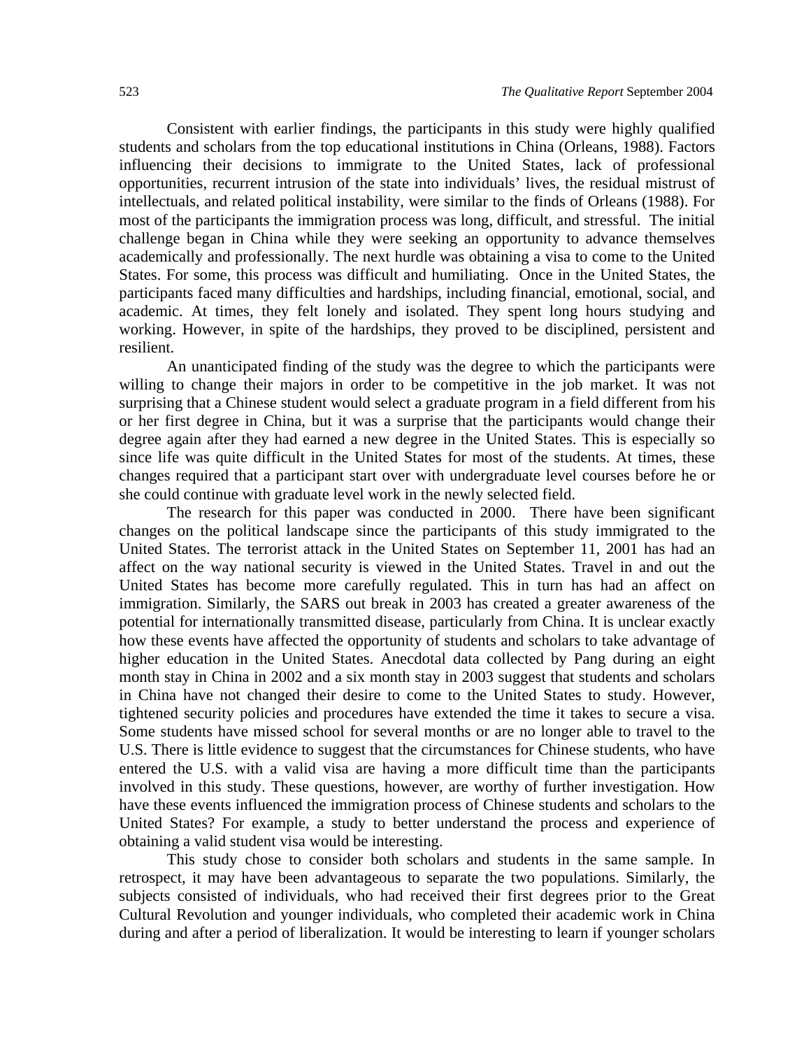Consistent with earlier findings, the participants in this study were highly qualified students and scholars from the top educational institutions in China (Orleans, 1988). Factors influencing their decisions to immigrate to the United States, lack of professional opportunities, recurrent intrusion of the state into individuals' lives, the residual mistrust of intellectuals, and related political instability, were similar to the finds of Orleans (1988). For most of the participants the immigration process was long, difficult, and stressful. The initial challenge began in China while they were seeking an opportunity to advance themselves academically and professionally. The next hurdle was obtaining a visa to come to the United States. For some, this process was difficult and humiliating. Once in the United States, the participants faced many difficulties and hardships, including financial, emotional, social, and academic. At times, they felt lonely and isolated. They spent long hours studying and working. However, in spite of the hardships, they proved to be disciplined, persistent and resilient.

An unanticipated finding of the study was the degree to which the participants were willing to change their majors in order to be competitive in the job market. It was not surprising that a Chinese student would select a graduate program in a field different from his or her first degree in China, but it was a surprise that the participants would change their degree again after they had earned a new degree in the United States. This is especially so since life was quite difficult in the United States for most of the students. At times, these changes required that a participant start over with undergraduate level courses before he or she could continue with graduate level work in the newly selected field.

The research for this paper was conducted in 2000. There have been significant changes on the political landscape since the participants of this study immigrated to the United States. The terrorist attack in the United States on September 11, 2001 has had an affect on the way national security is viewed in the United States. Travel in and out the United States has become more carefully regulated. This in turn has had an affect on immigration. Similarly, the SARS out break in 2003 has created a greater awareness of the potential for internationally transmitted disease, particularly from China. It is unclear exactly how these events have affected the opportunity of students and scholars to take advantage of higher education in the United States. Anecdotal data collected by Pang during an eight month stay in China in 2002 and a six month stay in 2003 suggest that students and scholars in China have not changed their desire to come to the United States to study. However, tightened security policies and procedures have extended the time it takes to secure a visa. Some students have missed school for several months or are no longer able to travel to the U.S. There is little evidence to suggest that the circumstances for Chinese students, who have entered the U.S. with a valid visa are having a more difficult time than the participants involved in this study. These questions, however, are worthy of further investigation. How have these events influenced the immigration process of Chinese students and scholars to the United States? For example, a study to better understand the process and experience of obtaining a valid student visa would be interesting.

This study chose to consider both scholars and students in the same sample. In retrospect, it may have been advantageous to separate the two populations. Similarly, the subjects consisted of individuals, who had received their first degrees prior to the Great Cultural Revolution and younger individuals, who completed their academic work in China during and after a period of liberalization. It would be interesting to learn if younger scholars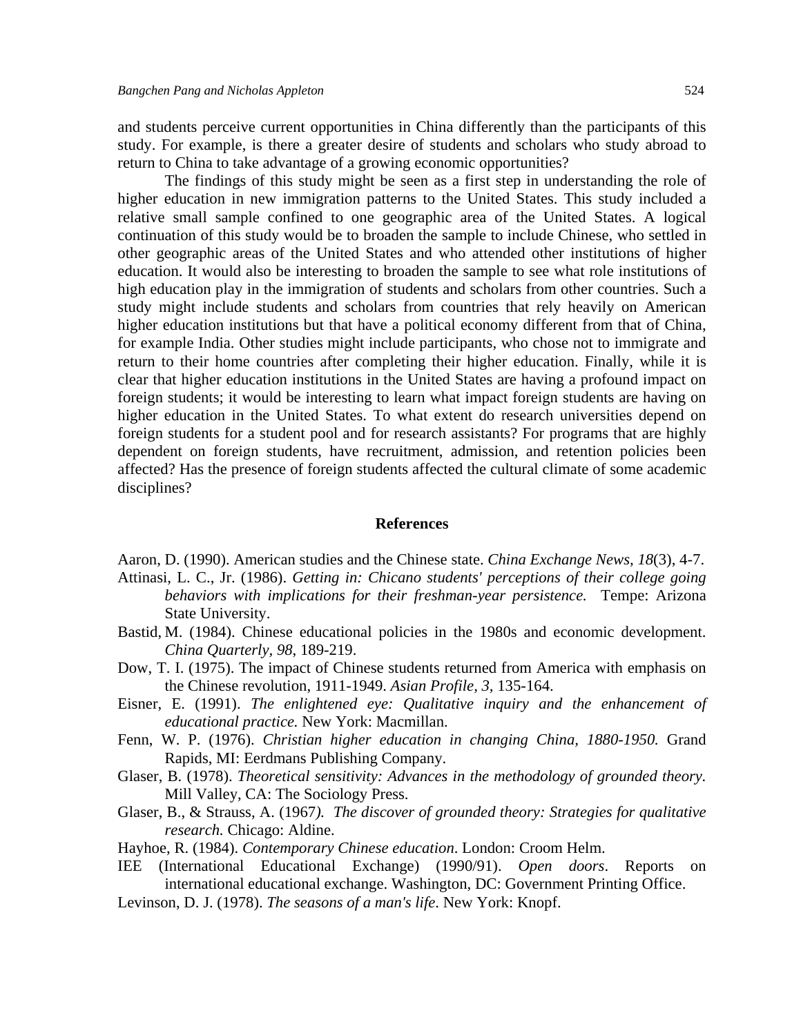and students perceive current opportunities in China differently than the participants of this study. For example, is there a greater desire of students and scholars who study abroad to return to China to take advantage of a growing economic opportunities?

The findings of this study might be seen as a first step in understanding the role of higher education in new immigration patterns to the United States. This study included a relative small sample confined to one geographic area of the United States. A logical continuation of this study would be to broaden the sample to include Chinese, who settled in other geographic areas of the United States and who attended other institutions of higher education. It would also be interesting to broaden the sample to see what role institutions of high education play in the immigration of students and scholars from other countries. Such a study might include students and scholars from countries that rely heavily on American higher education institutions but that have a political economy different from that of China, for example India. Other studies might include participants, who chose not to immigrate and return to their home countries after completing their higher education. Finally, while it is clear that higher education institutions in the United States are having a profound impact on foreign students; it would be interesting to learn what impact foreign students are having on higher education in the United States. To what extent do research universities depend on foreign students for a student pool and for research assistants? For programs that are highly dependent on foreign students, have recruitment, admission, and retention policies been affected? Has the presence of foreign students affected the cultural climate of some academic disciplines?

## References

Aaron, D. (1990). American studies and the Chinese state. *China Exchange News, 18*(3), 4-7.

Attinasi, L. C., Jr. (1986). *Getting in: Chicano students' perceptions of their college going behaviors with implications for their freshman-year persistence.* Tempe: Arizona State University.

Bastid, M. (1984). Chinese educational policies in the 1980s and economic development. *China Quarterly, 98*, 189-219.

Dow, T. I. (1975). The impact of Chinese students returned from America with emphasis on the Chinese revolution, 1911-1949. *Asian Profile, 3,* 135-164.

Eisner, E. (1991). *The enlightened eye: Qualitative inquiry and the enhancement of educational practice.* New York: Macmillan.

Fenn, W. P. (1976). *Christian higher education in changing China, 1880-1950.* Grand Rapids, MI: Eerdmans Publishing Company.

Glaser, B. (1978). *Theoretical sensitivity: Advances in the methodology of grounded theory.* Mill Valley, CA: The Sociology Press.

Glaser, B., & Strauss, A. (1967). *The discover of grounded theory: Strategies for qualitative research.* Chicago: Aldine.

Hayhoe, R. (1984). *Contemporary Chinese education*. London: Croom Helm.

IEE (International Educational Exchange) (1990/91). *Open doors*. Reports on international educational exchange. Washington, DC: Government Printing Office.

Levinson, D. J. (1978). *The seasons of a man's life*. New York: Knopf.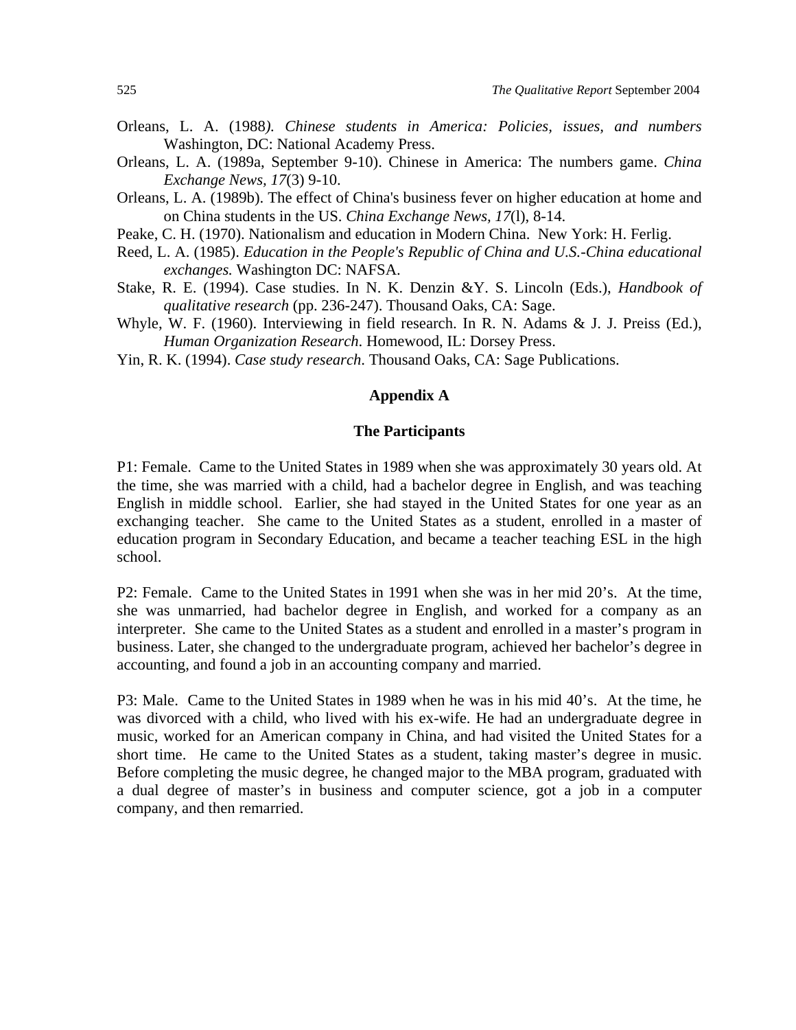Orleans, L. A. (1988*). Chinese students in America: Policies, issues, and numbers* Washington, DC: National Academy Press.

Orleans, L. A. (1989a, September 9-10). Chinese in America: The numbers game. *China Exchange News, 17*(3) 9-10.

Orleans, L. A. (1989b). The effect of China's business fever on higher education at home and on China students in the US. *China Exchange News, 17*(l), 8-14.

Peake, C. H. (1970). Nationalism and education in Modern China. New York: H. Ferlig.

Reed, L. A. (1985). *Education in the People's Republic of China and U.S.-China educational exchanges.* Washington DC: NAFSA.

Stake, R. E. (1994). Case studies. In N. K. Denzin &Y. S. Lincoln (Eds.), *Handbook of qualitative research* (pp. 236-247). Thousand Oaks, CA: Sage.

Whyle, W. F. (1960). Interviewing in field research. In R. N. Adams & J. J. Preiss (Ed.), *Human Organization Research*. Homewood, IL: Dorsey Press.

Yin, R. K. (1994). *Case study research*. Thousand Oaks, CA: Sage Publications.

## Appendix A

### The Participants

P1: Female. Came to the United States in 1989 when she was approximately 30 years old. At the time, she was married with a child, had a bachelor degree in English, and was teaching English in middle school. Earlier, she had stayed in the United States for one year as an exchanging teacher. She came to the United States as a student, enrolled in a master of education program in Secondary Education, and became a teacher teaching ESL in the high school.

P2: Female. Came to the United States in 1991 when she was in her mid 20's. At the time, she was unmarried, had bachelor degree in English, and worked for a company as an interpreter. She came to the United States as a student and enrolled in a master's program in business. Later, she changed to the undergraduate program, achieved her bachelor's degree in accounting, and found a job in an accounting company and married.

P3: Male. Came to the United States in 1989 when he was in his mid 40's. At the time, he was divorced with a child, who lived with his ex-wife. He had an undergraduate degree in music, worked for an American company in China, and had visited the United States for a short time. He came to the United States as a student, taking master's degree in music. Before completing the music degree, he changed major to the MBA program, graduated with a dual degree of master's in business and computer science, got a job in a computer company, and then remarried.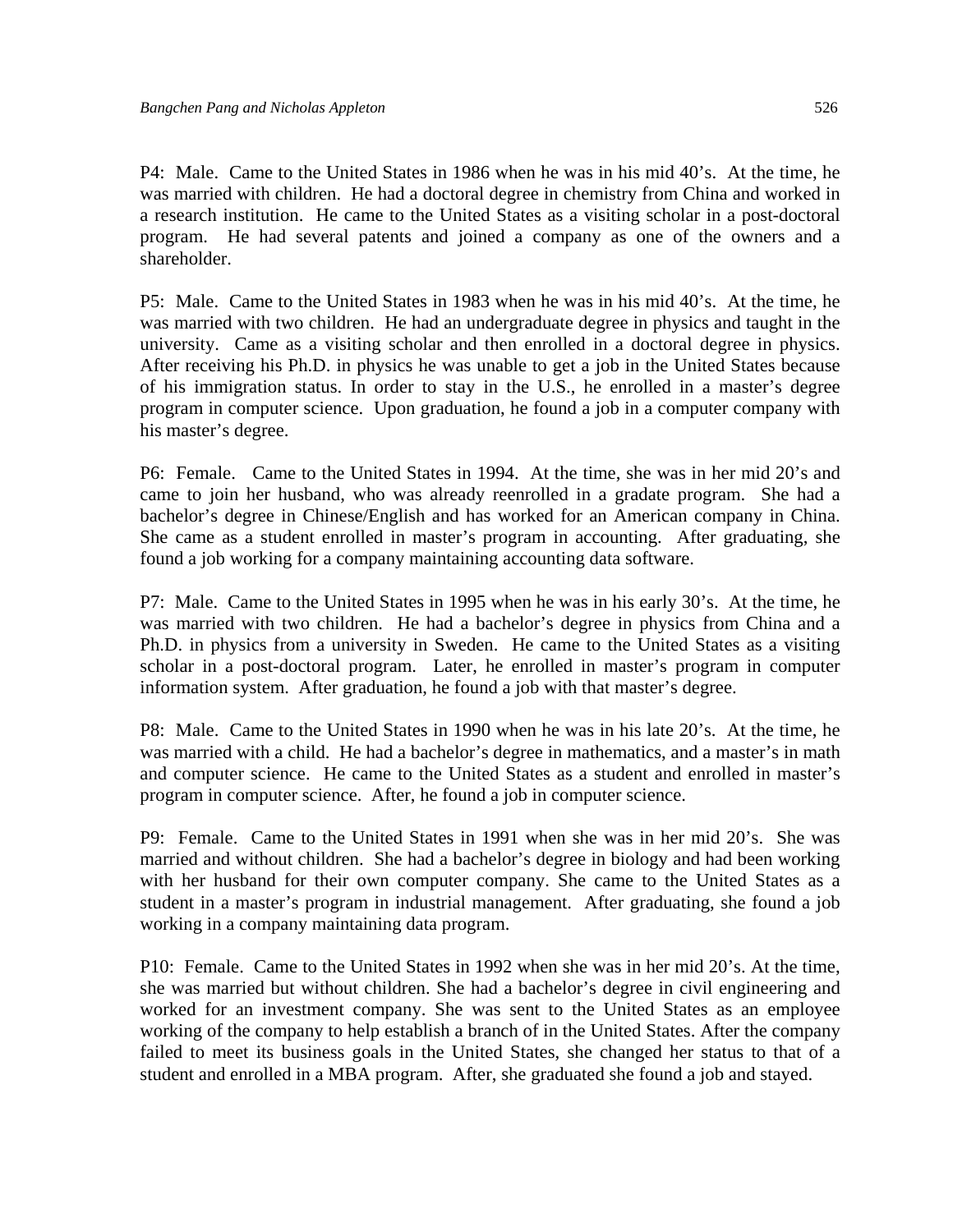P4: Male. Came to the United States in 1986 when he was in his mid 40's. At the time, he was married with children. He had a doctoral degree in chemistry from China and worked in a research institution. He came to the United States as a visiting scholar in a post-doctoral program. He had several patents and joined a company as one of the owners and a shareholder.

P5: Male. Came to the United States in 1983 when he was in his mid 40's. At the time, he was married with two children. He had an undergraduate degree in physics and taught in the university. Came as a visiting scholar and then enrolled in a doctoral degree in physics. After receiving his Ph.D. in physics he was unable to get a job in the United States because of his immigration status. In order to stay in the U.S., he enrolled in a master's degree program in computer science. Upon graduation, he found a job in a computer company with his master's degree.

P6: Female. Came to the United States in 1994. At the time, she was in her mid 20's and came to join her husband, who was already reenrolled in a gradate program. She had a bachelor's degree in Chinese/English and has worked for an American company in China. She came as a student enrolled in master's program in accounting. After graduating, she found a job working for a company maintaining accounting data software.

P7: Male. Came to the United States in 1995 when he was in his early 30's. At the time, he was married with two children. He had a bachelor's degree in physics from China and a Ph.D. in physics from a university in Sweden. He came to the United States as a visiting scholar in a post-doctoral program. Later, he enrolled in master's program in computer information system. After graduation, he found a job with that master's degree.

P8: Male. Came to the United States in 1990 when he was in his late 20's. At the time, he was married with a child. He had a bachelor's degree in mathematics, and a master's in math and computer science. He came to the United States as a student and enrolled in master's program in computer science. After, he found a job in computer science.

P9: Female. Came to the United States in 1991 when she was in her mid 20's. She was married and without children. She had a bachelor's degree in biology and had been working with her husband for their own computer company. She came to the United States as a student in a master's program in industrial management. After graduating, she found a job working in a company maintaining data program.

P10: Female. Came to the United States in 1992 when she was in her mid 20's. At the time, she was married but without children. She had a bachelor's degree in civil engineering and worked for an investment company. She was sent to the United States as an employee working of the company to help establish a branch of in the United States. After the company failed to meet its business goals in the United States, she changed her status to that of a student and enrolled in a MBA program. After, she graduated she found a job and stayed.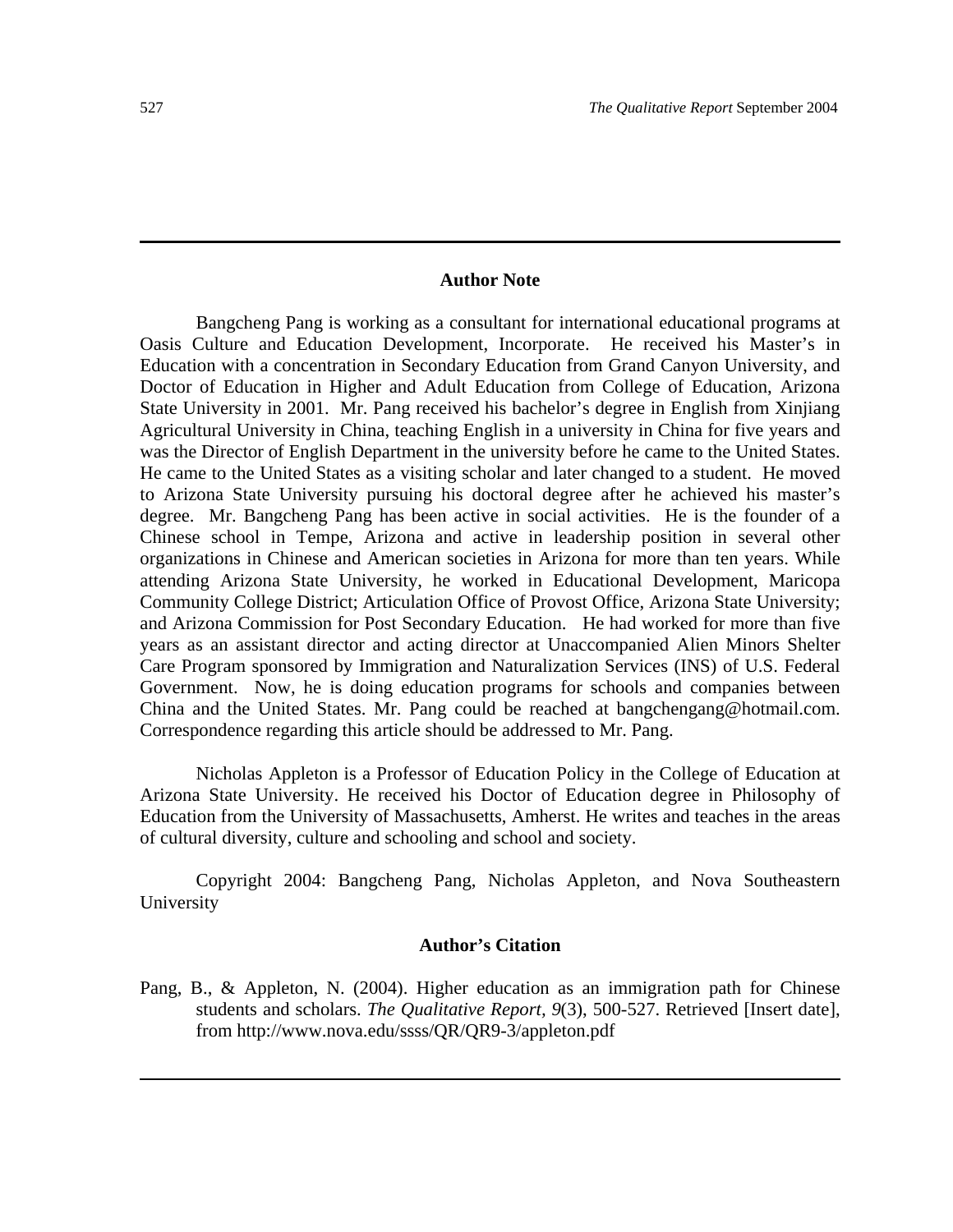## Author Note

Bangcheng Pang is working as a consultant for international educational programs at Oasis Culture and Education Development, Incorporate. He received his Master's in Education with a concentration in Secondary Education from Grand Canyon University, and Doctor of Education in Higher and Adult Education from College of Education, Arizona State University in 2001. Mr. Pang received his bachelor's degree in English from Xinjiang Agricultural University in China, teaching English in a university in China for five years and was the Director of English Department in the university before he came to the United States. He came to the United States as a visiting scholar and later changed to a student. He moved to Arizona State University pursuing his doctoral degree after he achieved his master's degree. Mr. Bangcheng Pang has been active in social activities. He is the founder of a Chinese school in Tempe, Arizona and active in leadership position in several other organizations in Chinese and American societies in Arizona for more than ten years. While attending Arizona State University, he worked in Educational Development, Maricopa Community College District; Articulation Office of Provost Office, Arizona State University; and Arizona Commission for Post Secondary Education. He had worked for more than five years as an assistant director and acting director at Unaccompanied Alien Minors Shelter Care Program sponsored by Immigration and Naturalization Services (INS) of U.S. Federal Government. Now, he is doing education programs for schools and companies between China and the United States. Mr. Pang could be reached at bangchengang@hotmail.com. Correspondence regarding this article should be addressed to Mr. Pang.

Nicholas Appleton is a Professor of Education Policy in the College of Education at Arizona State University. He received his Doctor of Education degree in Philosophy of Education from the University of Massachusetts, Amherst. He writes and teaches in the areas of cultural diversity, culture and schooling and school and society.

Copyright 2004: Bangcheng Pang, Nicholas Appleton, and Nova Southeastern University

## Author's Citation

Pang, B., & Appleton, N. (2004). Higher education as an immigration path for Chinese students and scholars. *The Qualitative Report*, *9*(3), 500-527. Retrieved [Insert date], from http://www.nova.edu/ssss/QR/QR9-3/appleton.pdf